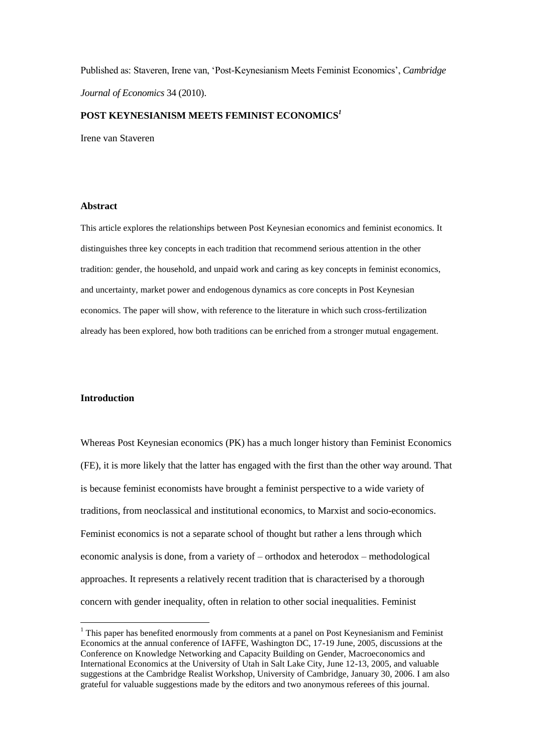Published as: Staveren, Irene van, 'Post-Keynesianism Meets Feminist Economics', *Cambridge Journal of Economics* 34 (2010).

# POST KEYNESIANISM MEETS FEMINIST ECONOMICS[1]

Irene van Staveren

## Abstract

This article explores the relationships between Post Keynesian economics and feminist economics. It distinguishes three key concepts in each tradition that recommend serious attention in the other tradition: gender, the household, and unpaid work and caring as key concepts in feminist economics, and uncertainty, market power and endogenous dynamics as core concepts in Post Keynesian economics. The paper will show, with reference to the literature in which such cross-fertilization already has been explored, how both traditions can be enriched from a stronger mutual engagement.

## Introduction

Whereas Post Keynesian economics (PK) has a much longer history than Feminist Economics (FE), it is more likely that the latter has engaged with the first than the other way around. That is because feminist economists have brought a feminist perspective to a wide variety of traditions, from neoclassical and institutional economics, to Marxist and socio-economics. Feminist economics is not a separate school of thought but rather a lens through which economic analysis is done, from a variety of – orthodox and heterodox – methodological approaches. It represents a relatively recent tradition that is characterised by a thorough concern with gender inequality, often in relation to other social inequalities. Feminist

[1] This paper has benefited enormously from comments at a panel on Post Keynesianism and Feminist Economics at the annual conference of IAFFE, Washington DC, 17-19 June, 2005, discussions at the Conference on Knowledge Networking and Capacity Building on Gender, Macroeconomics and International Economics at the University of Utah in Salt Lake City, June 12-13, 2005, and valuable suggestions at the Cambridge Realist Workshop, University of Cambridge, January 30, 2006. I am also grateful for valuable suggestions made by the editors and two anonymous referees of this journal.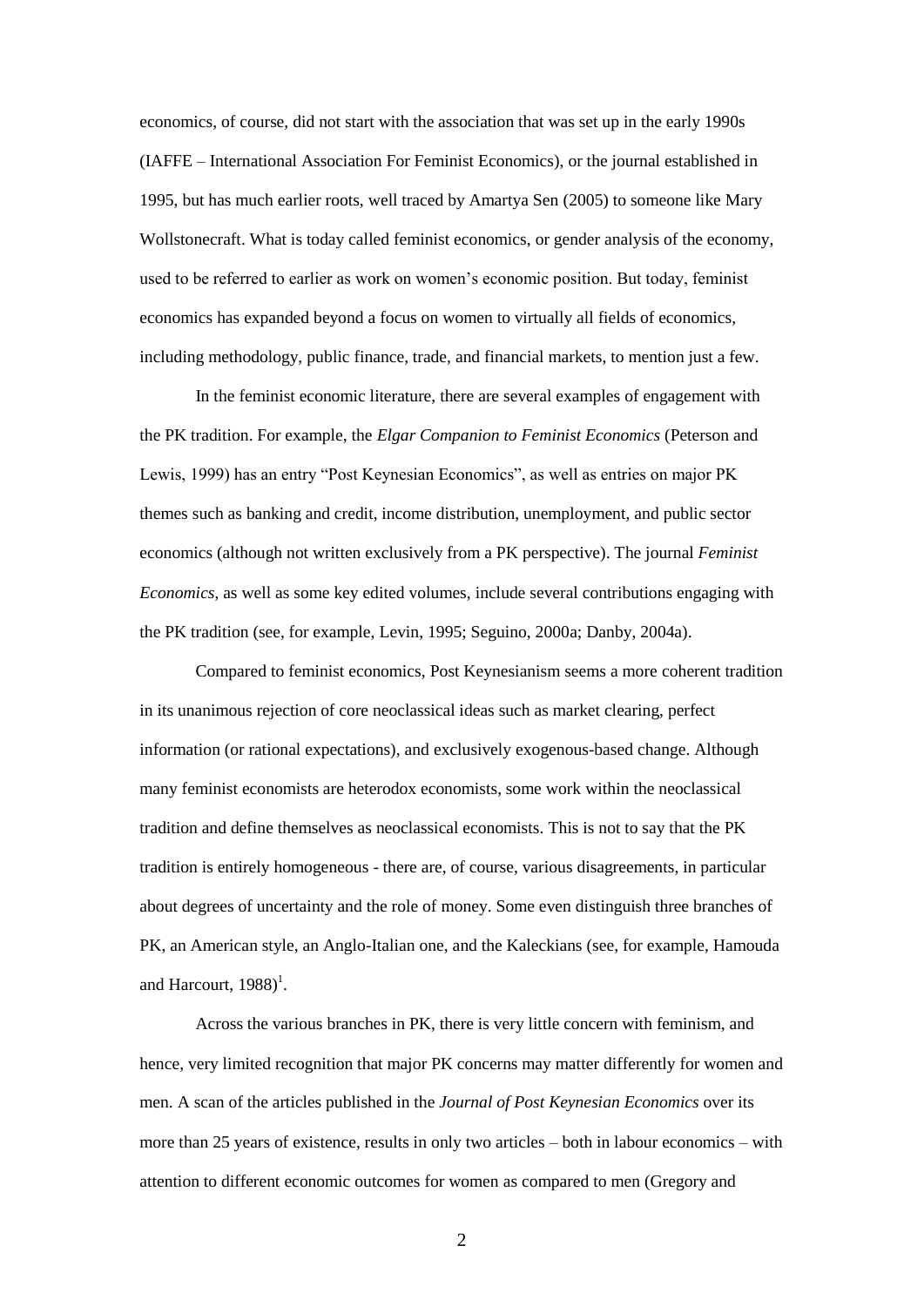economics, of course, did not start with the association that was set up in the early 1990s (IAFFE – International Association For Feminist Economics), or the journal established in 1995, but has much earlier roots, well traced by Amartya Sen (2005) to someone like Mary Wollstonecraft. What is today called feminist economics, or gender analysis of the economy, used to be referred to earlier as work on women's economic position. But today, feminist economics has expanded beyond a focus on women to virtually all fields of economics, including methodology, public finance, trade, and financial markets, to mention just a few.

In the feminist economic literature, there are several examples of engagement with the PK tradition. For example, the *Elgar Companion to Feminist Economics* (Peterson and Lewis, 1999) has an entry "Post Keynesian Economics", as well as entries on major PK themes such as banking and credit, income distribution, unemployment, and public sector economics (although not written exclusively from a PK perspective). The journal *Feminist Economics*, as well as some key edited volumes, include several contributions engaging with the PK tradition (see, for example, Levin, 1995; Seguino, 2000a; Danby, 2004a).

Compared to feminist economics, Post Keynesianism seems a more coherent tradition in its unanimous rejection of core neoclassical ideas such as market clearing, perfect information (or rational expectations), and exclusively exogenous-based change. Although many feminist economists are heterodox economists, some work within the neoclassical tradition and define themselves as neoclassical economists. This is not to say that the PK tradition is entirely homogeneous - there are, of course, various disagreements, in particular about degrees of uncertainty and the role of money. Some even distinguish three branches of PK, an American style, an Anglo-Italian one, and the Kaleckians (see, for example, Hamouda and Harcourt, 1988)[1].

Across the various branches in PK, there is very little concern with feminism, and hence, very limited recognition that major PK concerns may matter differently for women and men. A scan of the articles published in the *Journal of Post Keynesian Economics* over its more than 25 years of existence, results in only two articles – both in labour economics – with attention to different economic outcomes for women as compared to men (Gregory and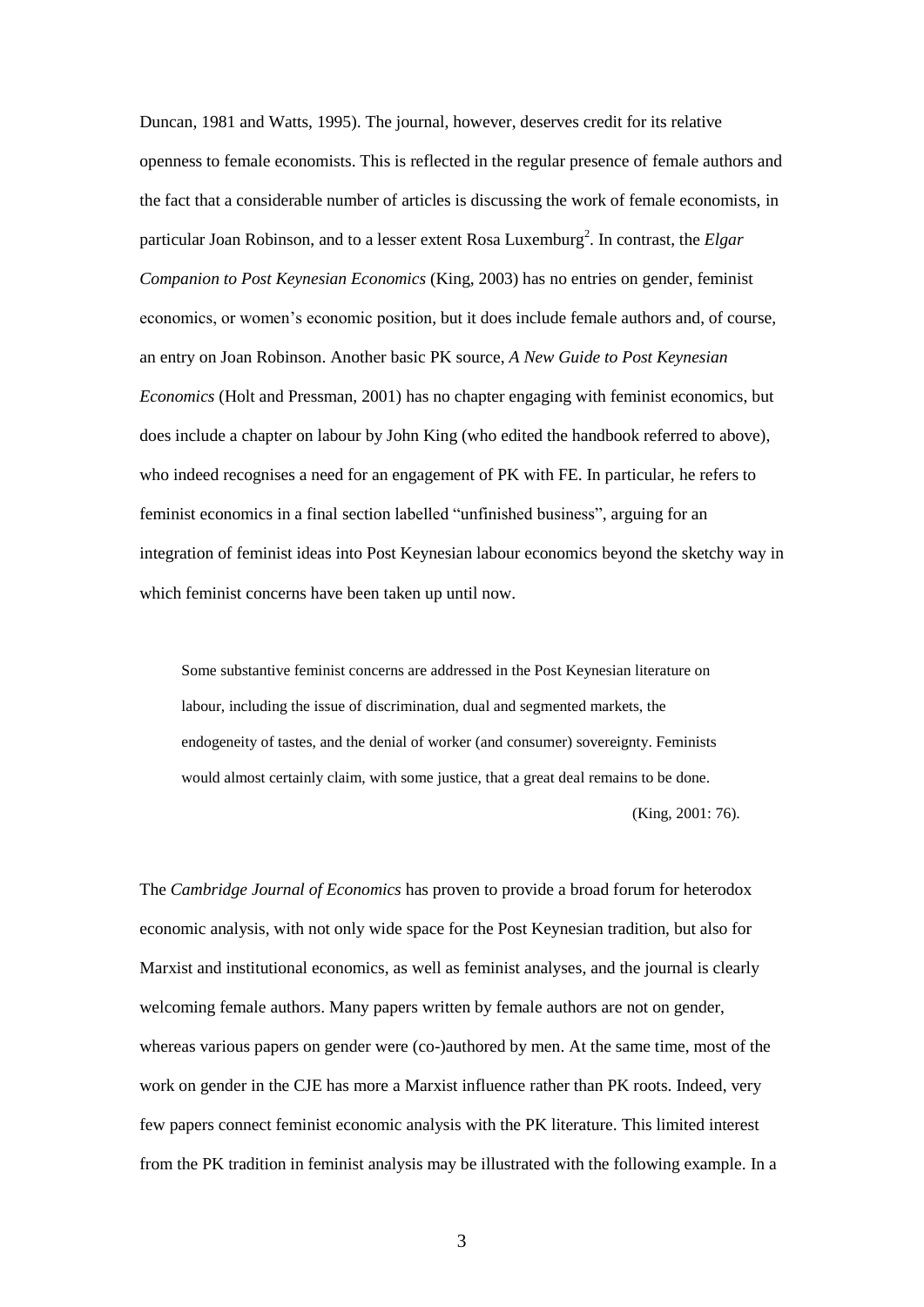Duncan, 1981 and Watts, 1995). The journal, however, deserves credit for its relative openness to female economists. This is reflected in the regular presence of female authors and the fact that a considerable number of articles is discussing the work of female economists, in particular Joan Robinson, and to a lesser extent Rosa Luxemburg[2]. In contrast, the *Elgar Companion to Post Keynesian Economics* (King, 2003) has no entries on gender, feminist economics, or women's economic position, but it does include female authors and, of course, an entry on Joan Robinson. Another basic PK source, *A New Guide to Post Keynesian Economics* (Holt and Pressman, 2001) has no chapter engaging with feminist economics, but does include a chapter on labour by John King (who edited the handbook referred to above), who indeed recognises a need for an engagement of PK with FE. In particular, he refers to feminist economics in a final section labelled "unfinished business", arguing for an integration of feminist ideas into Post Keynesian labour economics beyond the sketchy way in which feminist concerns have been taken up until now.

> Some substantive feminist concerns are addressed in the Post Keynesian literature on labour, including the issue of discrimination, dual and segmented markets, the endogeneity of tastes, and the denial of worker (and consumer) sovereignty. Feminists would almost certainly claim, with some justice, that a great deal remains to be done.
>
> (King, 2001: 76).

The *Cambridge Journal of Economics* has proven to provide a broad forum for heterodox economic analysis, with not only wide space for the Post Keynesian tradition, but also for Marxist and institutional economics, as well as feminist analyses, and the journal is clearly welcoming female authors. Many papers written by female authors are not on gender, whereas various papers on gender were (co-)authored by men. At the same time, most of the work on gender in the CJE has more a Marxist influence rather than PK roots. Indeed, very few papers connect feminist economic analysis with the PK literature. This limited interest from the PK tradition in feminist analysis may be illustrated with the following example. In a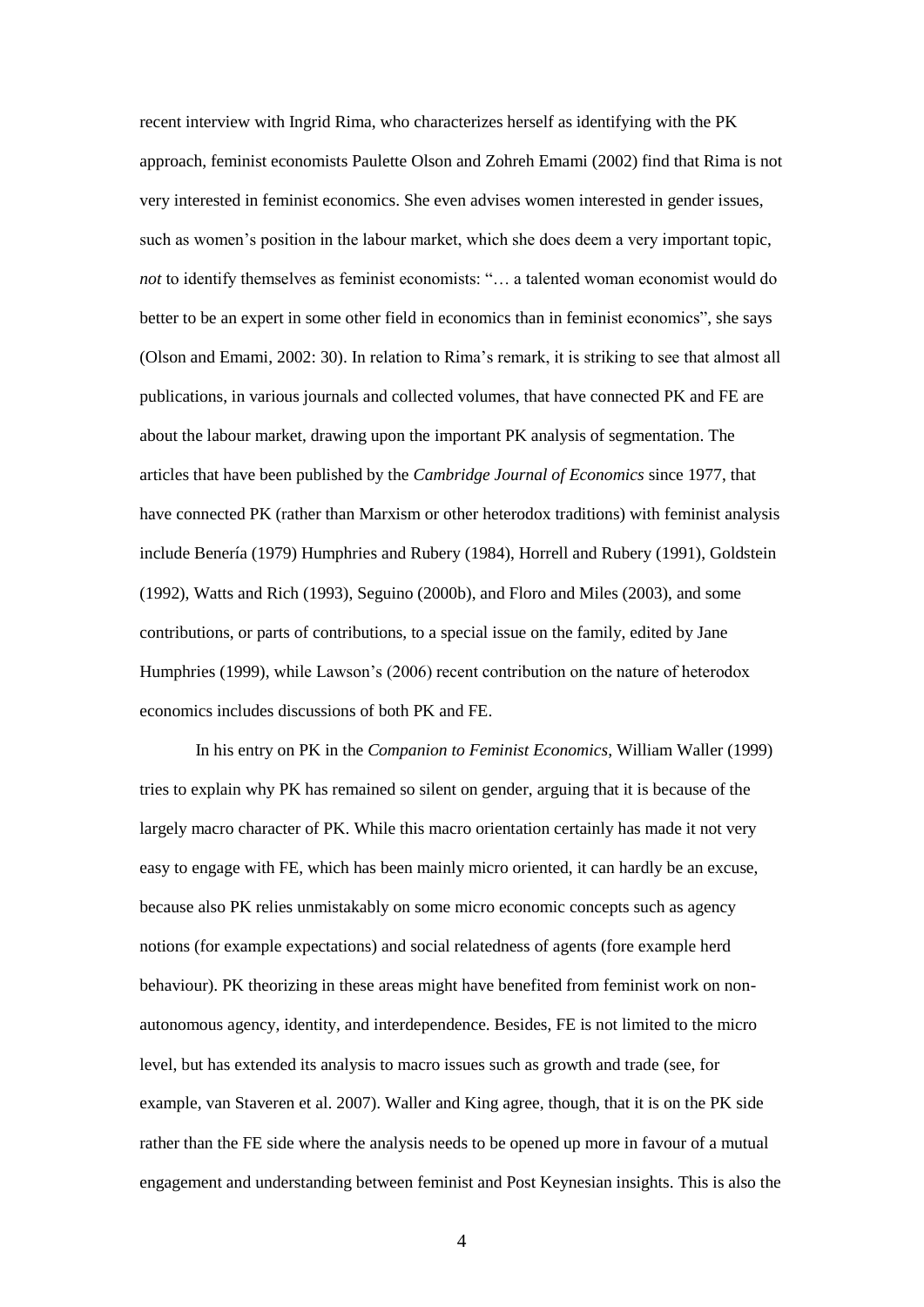recent interview with Ingrid Rima, who characterizes herself as identifying with the PK approach, feminist economists Paulette Olson and Zohreh Emami (2002) find that Rima is not very interested in feminist economics. She even advises women interested in gender issues, such as women's position in the labour market, which she does deem a very important topic, *not* to identify themselves as feminist economists: "… a talented woman economist would do better to be an expert in some other field in economics than in feminist economics", she says (Olson and Emami, 2002: 30). In relation to Rima's remark, it is striking to see that almost all publications, in various journals and collected volumes, that have connected PK and FE are about the labour market, drawing upon the important PK analysis of segmentation. The articles that have been published by the *Cambridge Journal of Economics* since 1977, that have connected PK (rather than Marxism or other heterodox traditions) with feminist analysis include Benería (1979) Humphries and Rubery (1984), Horrell and Rubery (1991), Goldstein (1992), Watts and Rich (1993), Seguino (2000b), and Floro and Miles (2003), and some contributions, or parts of contributions, to a special issue on the family, edited by Jane Humphries (1999), while Lawson's (2006) recent contribution on the nature of heterodox economics includes discussions of both PK and FE.

In his entry on PK in the *Companion to Feminist Economics*, William Waller (1999) tries to explain why PK has remained so silent on gender, arguing that it is because of the largely macro character of PK. While this macro orientation certainly has made it not very easy to engage with FE, which has been mainly micro oriented, it can hardly be an excuse, because also PK relies unmistakably on some micro economic concepts such as agency notions (for example expectations) and social relatedness of agents (fore example herd behaviour). PK theorizing in these areas might have benefited from feminist work on non-autonomous agency, identity, and interdependence. Besides, FE is not limited to the micro level, but has extended its analysis to macro issues such as growth and trade (see, for example, van Staveren et al. 2007). Waller and King agree, though, that it is on the PK side rather than the FE side where the analysis needs to be opened up more in favour of a mutual engagement and understanding between feminist and Post Keynesian insights. This is also the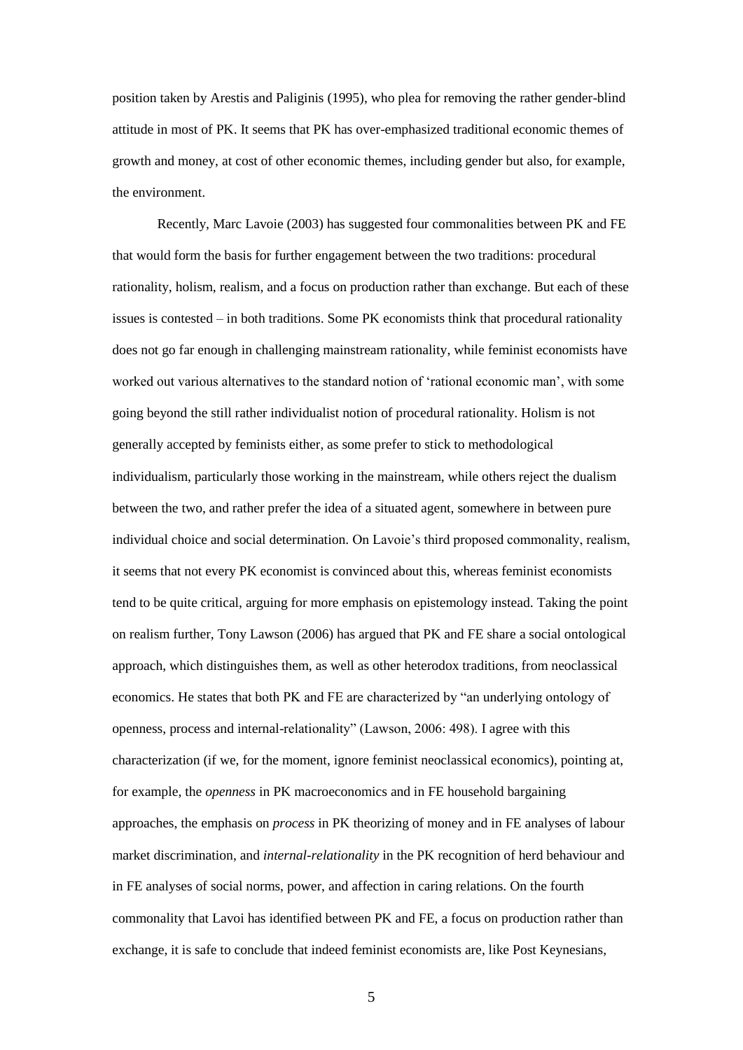position taken by Arestis and Paliginis (1995), who plea for removing the rather gender-blind attitude in most of PK. It seems that PK has over-emphasized traditional economic themes of growth and money, at cost of other economic themes, including gender but also, for example, the environment.

Recently, Marc Lavoie (2003) has suggested four commonalities between PK and FE that would form the basis for further engagement between the two traditions: procedural rationality, holism, realism, and a focus on production rather than exchange. But each of these issues is contested – in both traditions. Some PK economists think that procedural rationality does not go far enough in challenging mainstream rationality, while feminist economists have worked out various alternatives to the standard notion of 'rational economic man', with some going beyond the still rather individualist notion of procedural rationality. Holism is not generally accepted by feminists either, as some prefer to stick to methodological individualism, particularly those working in the mainstream, while others reject the dualism between the two, and rather prefer the idea of a situated agent, somewhere in between pure individual choice and social determination. On Lavoie's third proposed commonality, realism, it seems that not every PK economist is convinced about this, whereas feminist economists tend to be quite critical, arguing for more emphasis on epistemology instead. Taking the point on realism further, Tony Lawson (2006) has argued that PK and FE share a social ontological approach, which distinguishes them, as well as other heterodox traditions, from neoclassical economics. He states that both PK and FE are characterized by "an underlying ontology of openness, process and internal-relationality" (Lawson, 2006: 498). I agree with this characterization (if we, for the moment, ignore feminist neoclassical economics), pointing at, for example, the *openness* in PK macroeconomics and in FE household bargaining approaches, the emphasis on *process* in PK theorizing of money and in FE analyses of labour market discrimination, and *internal-relationality* in the PK recognition of herd behaviour and in FE analyses of social norms, power, and affection in caring relations. On the fourth commonality that Lavoi has identified between PK and FE, a focus on production rather than exchange, it is safe to conclude that indeed feminist economists are, like Post Keynesians,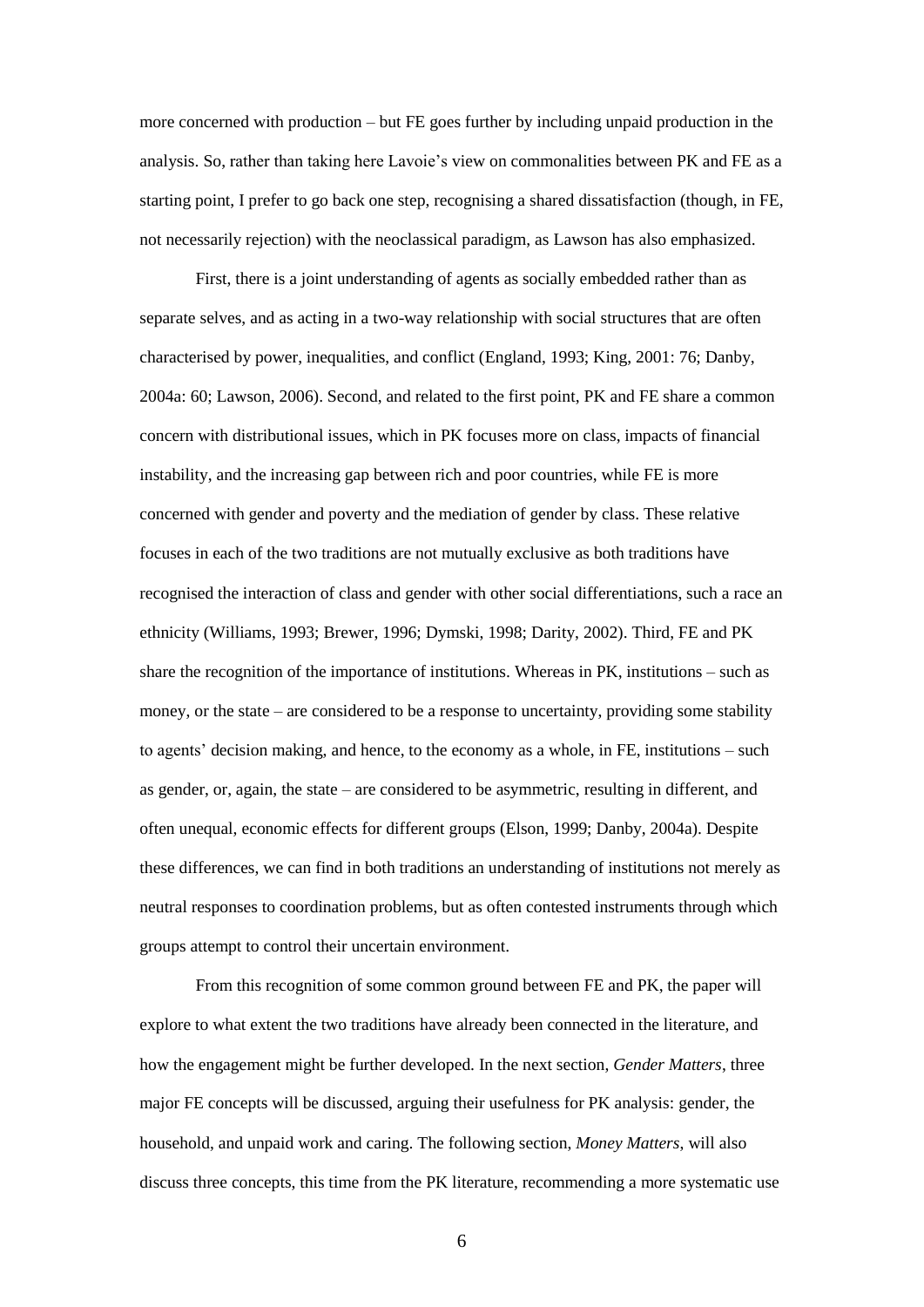more concerned with production – but FE goes further by including unpaid production in the analysis. So, rather than taking here Lavoie's view on commonalities between PK and FE as a starting point, I prefer to go back one step, recognising a shared dissatisfaction (though, in FE, not necessarily rejection) with the neoclassical paradigm, as Lawson has also emphasized.

First, there is a joint understanding of agents as socially embedded rather than as separate selves, and as acting in a two-way relationship with social structures that are often characterised by power, inequalities, and conflict (England, 1993; King, 2001: 76; Danby, 2004a: 60; Lawson, 2006). Second, and related to the first point, PK and FE share a common concern with distributional issues, which in PK focuses more on class, impacts of financial instability, and the increasing gap between rich and poor countries, while FE is more concerned with gender and poverty and the mediation of gender by class. These relative focuses in each of the two traditions are not mutually exclusive as both traditions have recognised the interaction of class and gender with other social differentiations, such a race an ethnicity (Williams, 1993; Brewer, 1996; Dymski, 1998; Darity, 2002). Third, FE and PK share the recognition of the importance of institutions. Whereas in PK, institutions – such as money, or the state – are considered to be a response to uncertainty, providing some stability to agents' decision making, and hence, to the economy as a whole, in FE, institutions – such as gender, or, again, the state – are considered to be asymmetric, resulting in different, and often unequal, economic effects for different groups (Elson, 1999; Danby, 2004a). Despite these differences, we can find in both traditions an understanding of institutions not merely as neutral responses to coordination problems, but as often contested instruments through which groups attempt to control their uncertain environment.

From this recognition of some common ground between FE and PK, the paper will explore to what extent the two traditions have already been connected in the literature, and how the engagement might be further developed. In the next section, *Gender Matters*, three major FE concepts will be discussed, arguing their usefulness for PK analysis: gender, the household, and unpaid work and caring. The following section, *Money Matters*, will also discuss three concepts, this time from the PK literature, recommending a more systematic use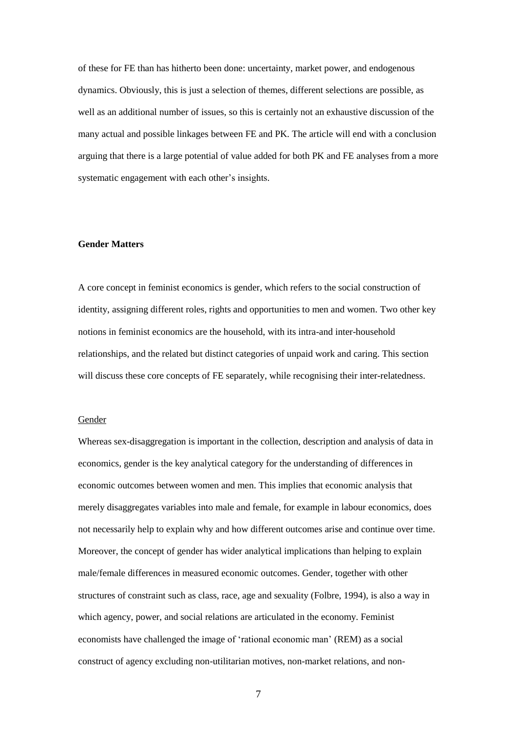of these for FE than has hitherto been done: uncertainty, market power, and endogenous dynamics. Obviously, this is just a selection of themes, different selections are possible, as well as an additional number of issues, so this is certainly not an exhaustive discussion of the many actual and possible linkages between FE and PK. The article will end with a conclusion arguing that there is a large potential of value added for both PK and FE analyses from a more systematic engagement with each other's insights.

## Gender Matters

A core concept in feminist economics is gender, which refers to the social construction of identity, assigning different roles, rights and opportunities to men and women. Two other key notions in feminist economics are the household, with its intra-and inter-household relationships, and the related but distinct categories of unpaid work and caring. This section will discuss these core concepts of FE separately, while recognising their inter-relatedness.

### Gender

Whereas sex-disaggregation is important in the collection, description and analysis of data in economics, gender is the key analytical category for the understanding of differences in economic outcomes between women and men. This implies that economic analysis that merely disaggregates variables into male and female, for example in labour economics, does not necessarily help to explain why and how different outcomes arise and continue over time. Moreover, the concept of gender has wider analytical implications than helping to explain male/female differences in measured economic outcomes. Gender, together with other structures of constraint such as class, race, age and sexuality (Folbre, 1994), is also a way in which agency, power, and social relations are articulated in the economy. Feminist economists have challenged the image of 'rational economic man' (REM) as a social construct of agency excluding non-utilitarian motives, non-market relations, and non-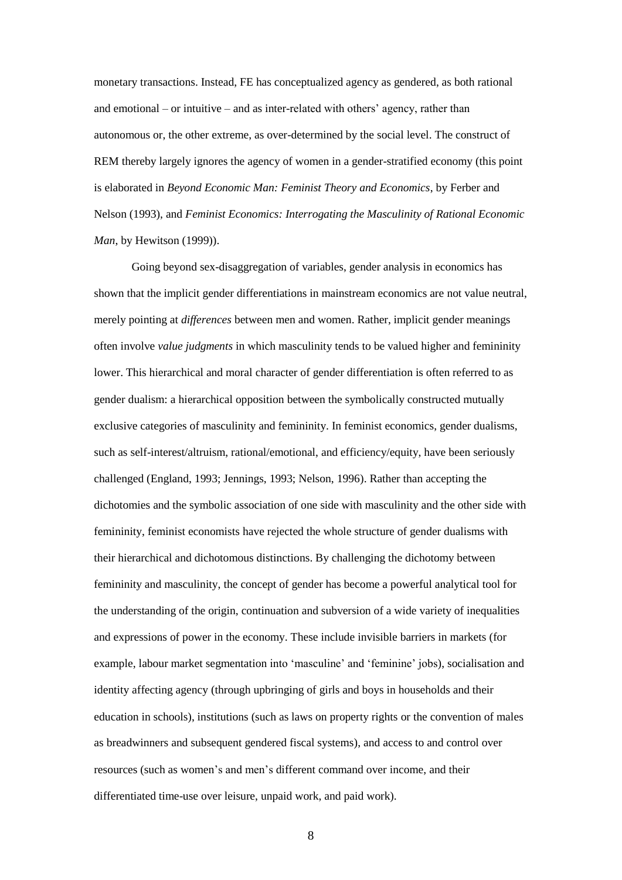monetary transactions. Instead, FE has conceptualized agency as gendered, as both rational and emotional – or intuitive – and as inter-related with others' agency, rather than autonomous or, the other extreme, as over-determined by the social level. The construct of REM thereby largely ignores the agency of women in a gender-stratified economy (this point is elaborated in *Beyond Economic Man: Feminist Theory and Economics*, by Ferber and Nelson (1993), and *Feminist Economics: Interrogating the Masculinity of Rational Economic Man*, by Hewitson (1999)).

Going beyond sex-disaggregation of variables, gender analysis in economics has shown that the implicit gender differentiations in mainstream economics are not value neutral, merely pointing at *differences* between men and women. Rather, implicit gender meanings often involve *value judgments* in which masculinity tends to be valued higher and femininity lower. This hierarchical and moral character of gender differentiation is often referred to as gender dualism: a hierarchical opposition between the symbolically constructed mutually exclusive categories of masculinity and femininity. In feminist economics, gender dualisms, such as self-interest/altruism, rational/emotional, and efficiency/equity, have been seriously challenged (England, 1993; Jennings, 1993; Nelson, 1996). Rather than accepting the dichotomies and the symbolic association of one side with masculinity and the other side with femininity, feminist economists have rejected the whole structure of gender dualisms with their hierarchical and dichotomous distinctions. By challenging the dichotomy between femininity and masculinity, the concept of gender has become a powerful analytical tool for the understanding of the origin, continuation and subversion of a wide variety of inequalities and expressions of power in the economy. These include invisible barriers in markets (for example, labour market segmentation into 'masculine' and 'feminine' jobs), socialisation and identity affecting agency (through upbringing of girls and boys in households and their education in schools), institutions (such as laws on property rights or the convention of males as breadwinners and subsequent gendered fiscal systems), and access to and control over resources (such as women's and men's different command over income, and their differentiated time-use over leisure, unpaid work, and paid work).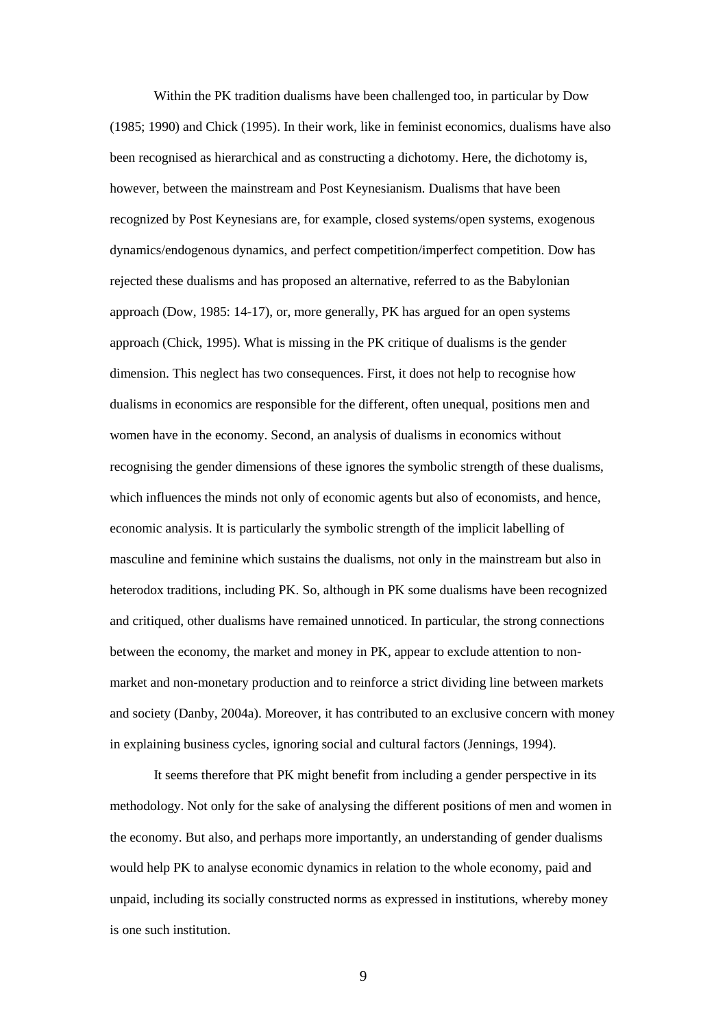Within the PK tradition dualisms have been challenged too, in particular by Dow (1985; 1990) and Chick (1995). In their work, like in feminist economics, dualisms have also been recognised as hierarchical and as constructing a dichotomy. Here, the dichotomy is, however, between the mainstream and Post Keynesianism. Dualisms that have been recognized by Post Keynesians are, for example, closed systems/open systems, exogenous dynamics/endogenous dynamics, and perfect competition/imperfect competition. Dow has rejected these dualisms and has proposed an alternative, referred to as the Babylonian approach (Dow, 1985: 14-17), or, more generally, PK has argued for an open systems approach (Chick, 1995). What is missing in the PK critique of dualisms is the gender dimension. This neglect has two consequences. First, it does not help to recognise how dualisms in economics are responsible for the different, often unequal, positions men and women have in the economy. Second, an analysis of dualisms in economics without recognising the gender dimensions of these ignores the symbolic strength of these dualisms, which influences the minds not only of economic agents but also of economists, and hence, economic analysis. It is particularly the symbolic strength of the implicit labelling of masculine and feminine which sustains the dualisms, not only in the mainstream but also in heterodox traditions, including PK. So, although in PK some dualisms have been recognized and critiqued, other dualisms have remained unnoticed. In particular, the strong connections between the economy, the market and money in PK, appear to exclude attention to non-market and non-monetary production and to reinforce a strict dividing line between markets and society (Danby, 2004a). Moreover, it has contributed to an exclusive concern with money in explaining business cycles, ignoring social and cultural factors (Jennings, 1994).

It seems therefore that PK might benefit from including a gender perspective in its methodology. Not only for the sake of analysing the different positions of men and women in the economy. But also, and perhaps more importantly, an understanding of gender dualisms would help PK to analyse economic dynamics in relation to the whole economy, paid and unpaid, including its socially constructed norms as expressed in institutions, whereby money is one such institution.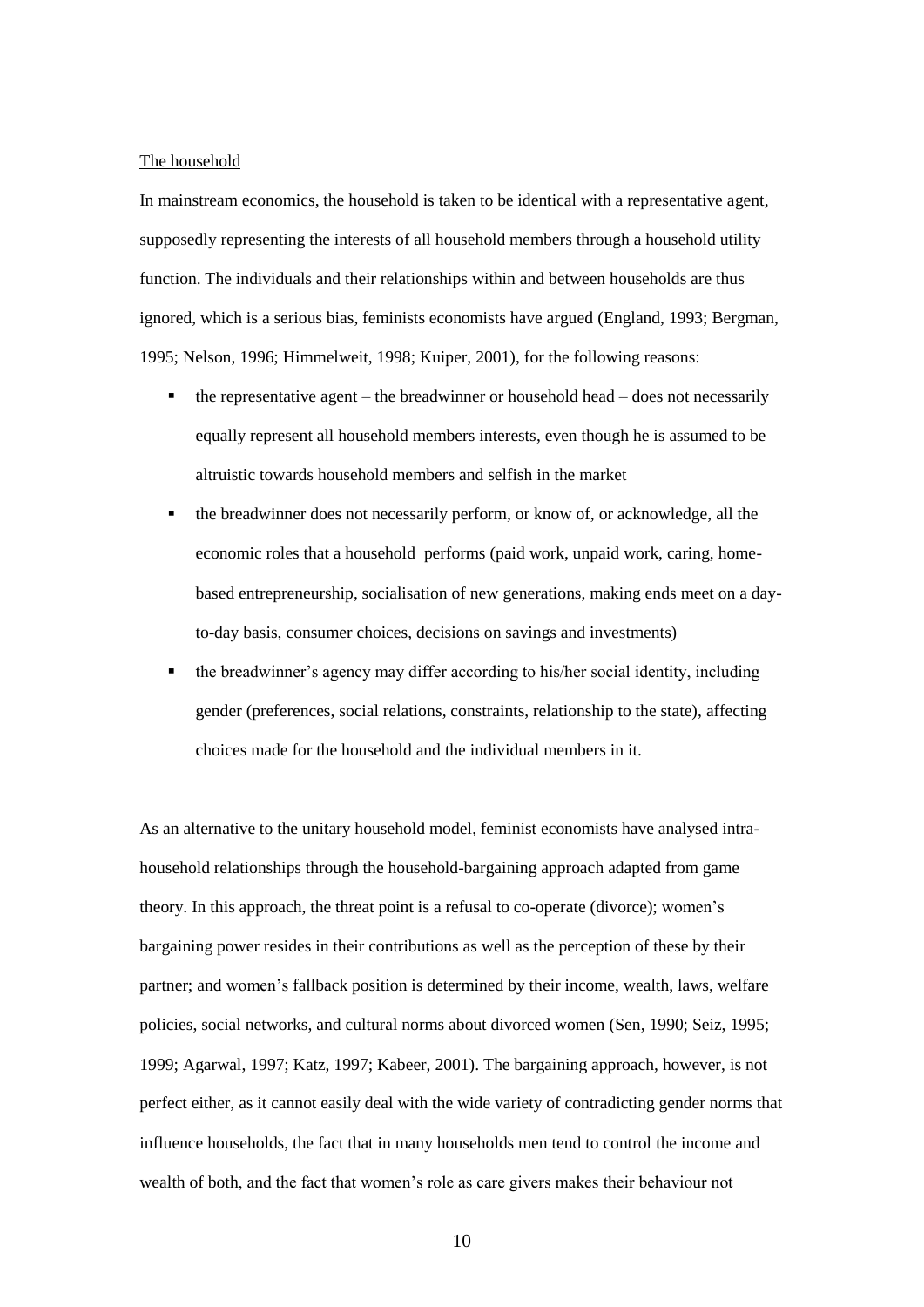The household

In mainstream economics, the household is taken to be identical with a representative agent, supposedly representing the interests of all household members through a household utility function. The individuals and their relationships within and between households are thus ignored, which is a serious bias, feminists economists have argued (England, 1993; Bergman, 1995; Nelson, 1996; Himmelweit, 1998; Kuiper, 2001), for the following reasons:

- the representative agent – the breadwinner or household head – does not necessarily equally represent all household members interests, even though he is assumed to be altruistic towards household members and selfish in the market
- the breadwinner does not necessarily perform, or know of, or acknowledge, all the economic roles that a household performs (paid work, unpaid work, caring, home-based entrepreneurship, socialisation of new generations, making ends meet on a day-to-day basis, consumer choices, decisions on savings and investments)
- the breadwinner's agency may differ according to his/her social identity, including gender (preferences, social relations, constraints, relationship to the state), affecting choices made for the household and the individual members in it.

As an alternative to the unitary household model, feminist economists have analysed intra-household relationships through the household-bargaining approach adapted from game theory. In this approach, the threat point is a refusal to co-operate (divorce); women's bargaining power resides in their contributions as well as the perception of these by their partner; and women's fallback position is determined by their income, wealth, laws, welfare policies, social networks, and cultural norms about divorced women (Sen, 1990; Seiz, 1995; 1999; Agarwal, 1997; Katz, 1997; Kabeer, 2001). The bargaining approach, however, is not perfect either, as it cannot easily deal with the wide variety of contradicting gender norms that influence households, the fact that in many households men tend to control the income and wealth of both, and the fact that women's role as care givers makes their behaviour not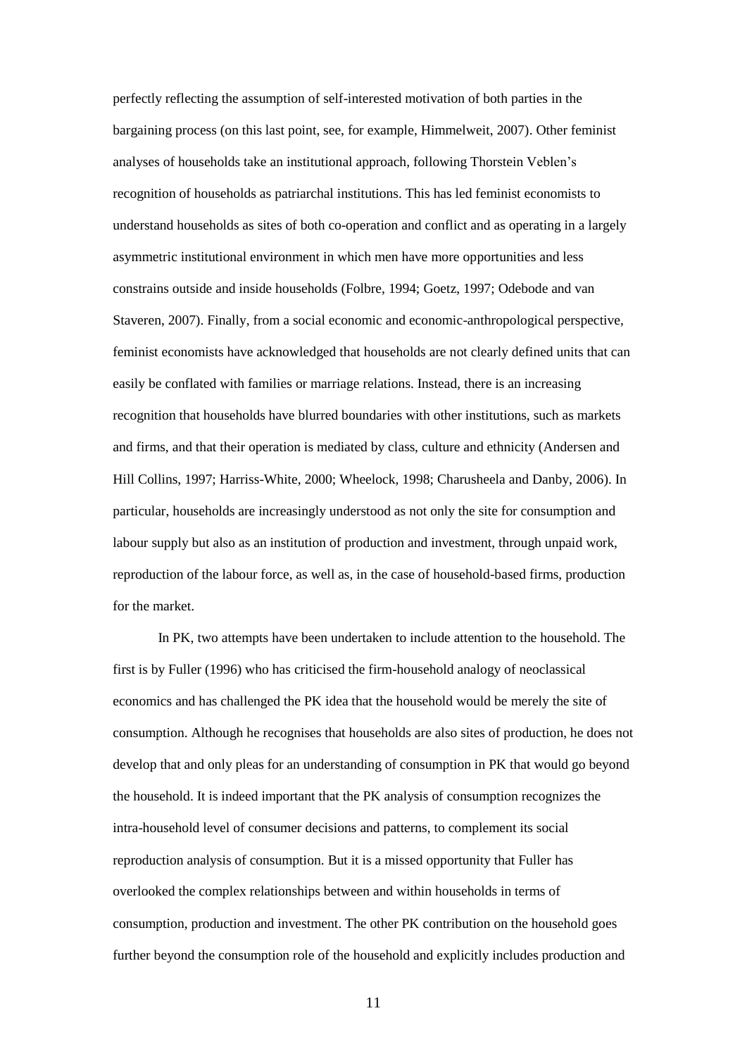perfectly reflecting the assumption of self-interested motivation of both parties in the bargaining process (on this last point, see, for example, Himmelweit, 2007). Other feminist analyses of households take an institutional approach, following Thorstein Veblen's recognition of households as patriarchal institutions. This has led feminist economists to understand households as sites of both co-operation and conflict and as operating in a largely asymmetric institutional environment in which men have more opportunities and less constrains outside and inside households (Folbre, 1994; Goetz, 1997; Odebode and van Staveren, 2007). Finally, from a social economic and economic-anthropological perspective, feminist economists have acknowledged that households are not clearly defined units that can easily be conflated with families or marriage relations. Instead, there is an increasing recognition that households have blurred boundaries with other institutions, such as markets and firms, and that their operation is mediated by class, culture and ethnicity (Andersen and Hill Collins, 1997; Harriss-White, 2000; Wheelock, 1998; Charusheela and Danby, 2006). In particular, households are increasingly understood as not only the site for consumption and labour supply but also as an institution of production and investment, through unpaid work, reproduction of the labour force, as well as, in the case of household-based firms, production for the market.

In PK, two attempts have been undertaken to include attention to the household. The first is by Fuller (1996) who has criticised the firm-household analogy of neoclassical economics and has challenged the PK idea that the household would be merely the site of consumption. Although he recognises that households are also sites of production, he does not develop that and only pleas for an understanding of consumption in PK that would go beyond the household. It is indeed important that the PK analysis of consumption recognizes the intra-household level of consumer decisions and patterns, to complement its social reproduction analysis of consumption. But it is a missed opportunity that Fuller has overlooked the complex relationships between and within households in terms of consumption, production and investment. The other PK contribution on the household goes further beyond the consumption role of the household and explicitly includes production and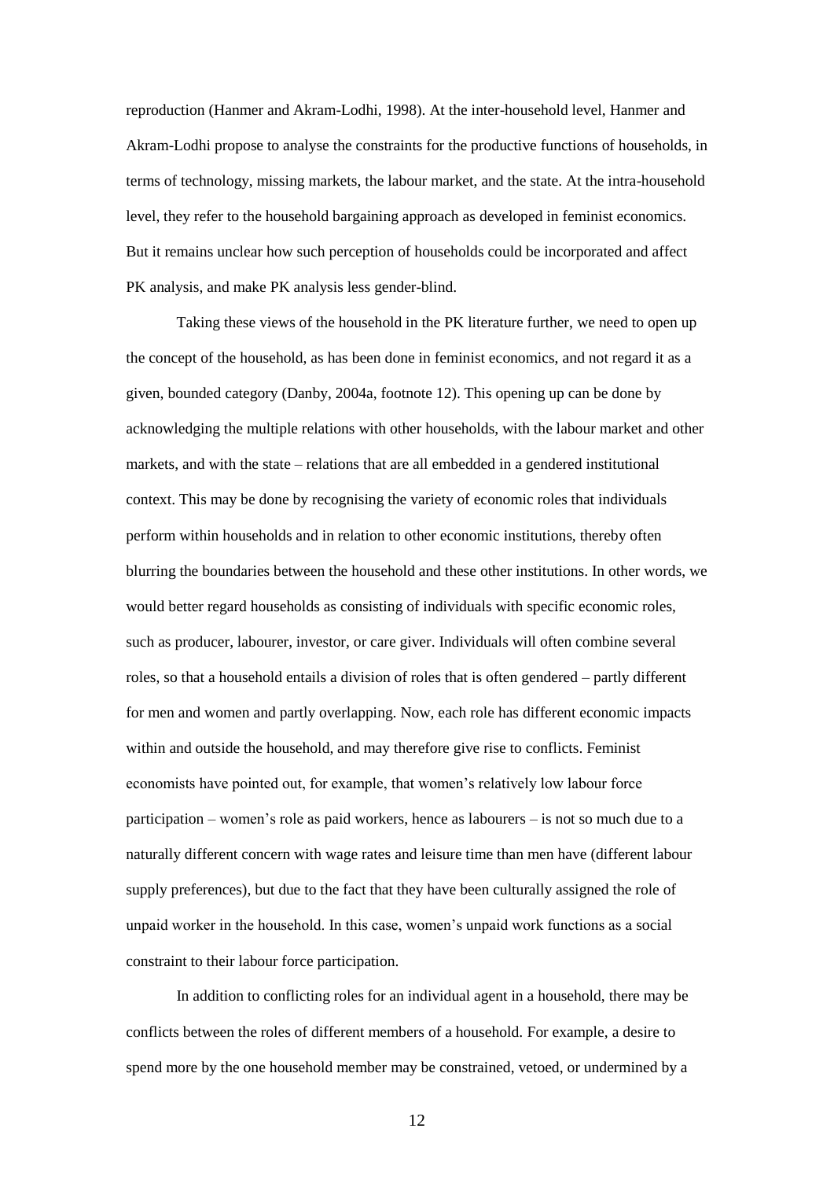reproduction (Hanmer and Akram-Lodhi, 1998). At the inter-household level, Hanmer and Akram-Lodhi propose to analyse the constraints for the productive functions of households, in terms of technology, missing markets, the labour market, and the state. At the intra-household level, they refer to the household bargaining approach as developed in feminist economics. But it remains unclear how such perception of households could be incorporated and affect PK analysis, and make PK analysis less gender-blind.

Taking these views of the household in the PK literature further, we need to open up the concept of the household, as has been done in feminist economics, and not regard it as a given, bounded category (Danby, 2004a, footnote 12). This opening up can be done by acknowledging the multiple relations with other households, with the labour market and other markets, and with the state – relations that are all embedded in a gendered institutional context. This may be done by recognising the variety of economic roles that individuals perform within households and in relation to other economic institutions, thereby often blurring the boundaries between the household and these other institutions. In other words, we would better regard households as consisting of individuals with specific economic roles, such as producer, labourer, investor, or care giver. Individuals will often combine several roles, so that a household entails a division of roles that is often gendered – partly different for men and women and partly overlapping. Now, each role has different economic impacts within and outside the household, and may therefore give rise to conflicts. Feminist economists have pointed out, for example, that women's relatively low labour force participation – women's role as paid workers, hence as labourers – is not so much due to a naturally different concern with wage rates and leisure time than men have (different labour supply preferences), but due to the fact that they have been culturally assigned the role of unpaid worker in the household. In this case, women's unpaid work functions as a social constraint to their labour force participation.

In addition to conflicting roles for an individual agent in a household, there may be conflicts between the roles of different members of a household. For example, a desire to spend more by the one household member may be constrained, vetoed, or undermined by a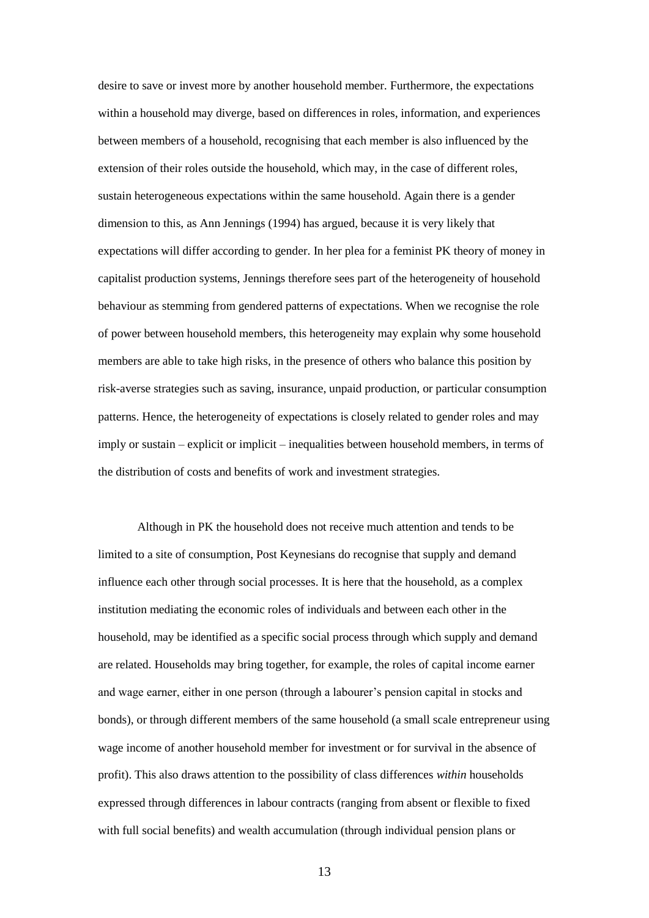desire to save or invest more by another household member. Furthermore, the expectations within a household may diverge, based on differences in roles, information, and experiences between members of a household, recognising that each member is also influenced by the extension of their roles outside the household, which may, in the case of different roles, sustain heterogeneous expectations within the same household. Again there is a gender dimension to this, as Ann Jennings (1994) has argued, because it is very likely that expectations will differ according to gender. In her plea for a feminist PK theory of money in capitalist production systems, Jennings therefore sees part of the heterogeneity of household behaviour as stemming from gendered patterns of expectations. When we recognise the role of power between household members, this heterogeneity may explain why some household members are able to take high risks, in the presence of others who balance this position by risk-averse strategies such as saving, insurance, unpaid production, or particular consumption patterns. Hence, the heterogeneity of expectations is closely related to gender roles and may imply or sustain – explicit or implicit – inequalities between household members, in terms of the distribution of costs and benefits of work and investment strategies.

Although in PK the household does not receive much attention and tends to be limited to a site of consumption, Post Keynesians do recognise that supply and demand influence each other through social processes. It is here that the household, as a complex institution mediating the economic roles of individuals and between each other in the household, may be identified as a specific social process through which supply and demand are related. Households may bring together, for example, the roles of capital income earner and wage earner, either in one person (through a labourer's pension capital in stocks and bonds), or through different members of the same household (a small scale entrepreneur using wage income of another household member for investment or for survival in the absence of profit). This also draws attention to the possibility of class differences *within* households expressed through differences in labour contracts (ranging from absent or flexible to fixed with full social benefits) and wealth accumulation (through individual pension plans or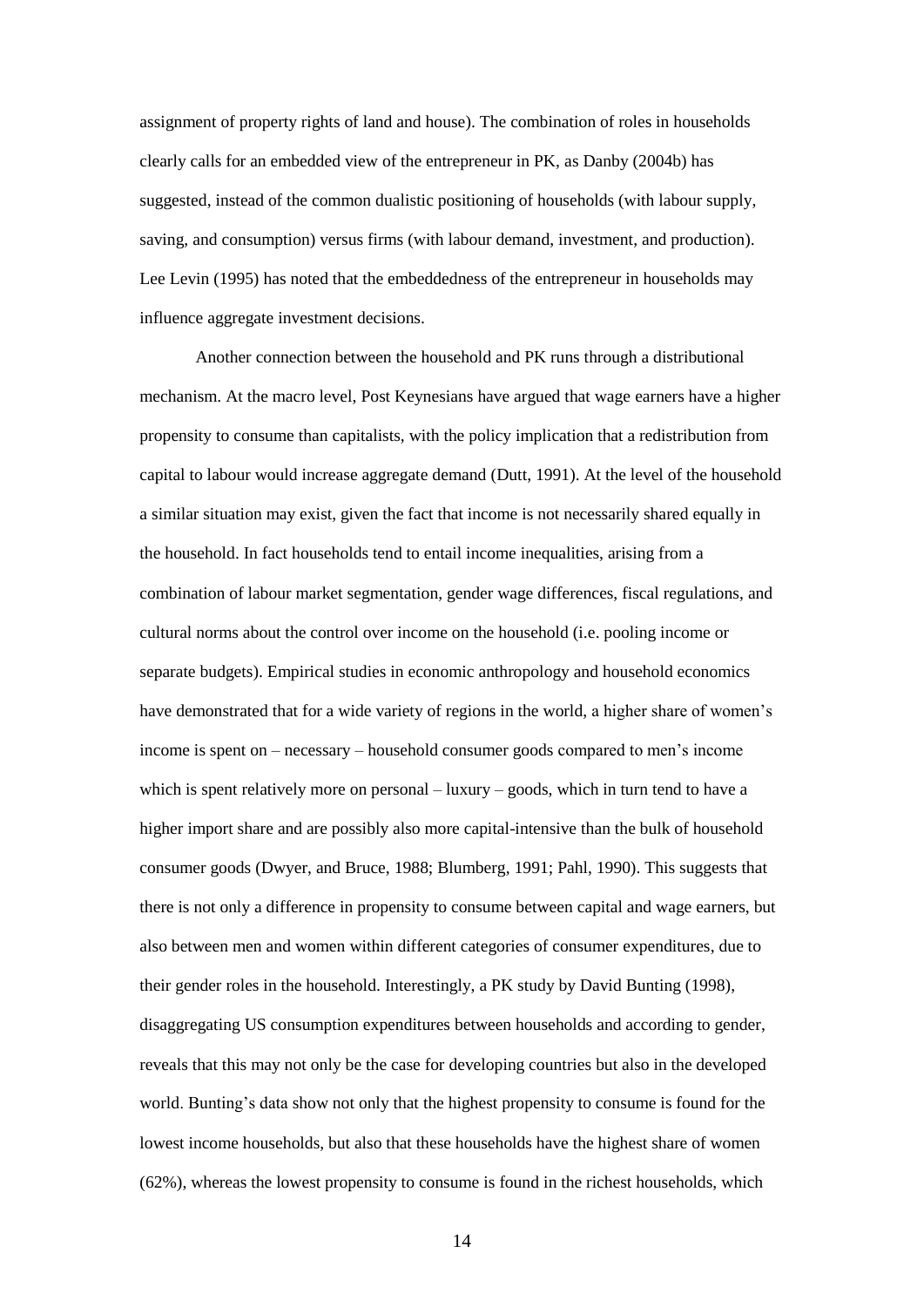assignment of property rights of land and house). The combination of roles in households clearly calls for an embedded view of the entrepreneur in PK, as Danby (2004b) has suggested, instead of the common dualistic positioning of households (with labour supply, saving, and consumption) versus firms (with labour demand, investment, and production). Lee Levin (1995) has noted that the embeddedness of the entrepreneur in households may influence aggregate investment decisions.

Another connection between the household and PK runs through a distributional mechanism. At the macro level, Post Keynesians have argued that wage earners have a higher propensity to consume than capitalists, with the policy implication that a redistribution from capital to labour would increase aggregate demand (Dutt, 1991). At the level of the household a similar situation may exist, given the fact that income is not necessarily shared equally in the household. In fact households tend to entail income inequalities, arising from a combination of labour market segmentation, gender wage differences, fiscal regulations, and cultural norms about the control over income on the household (i.e. pooling income or separate budgets). Empirical studies in economic anthropology and household economics have demonstrated that for a wide variety of regions in the world, a higher share of women's income is spent on – necessary – household consumer goods compared to men's income which is spent relatively more on personal – luxury – goods, which in turn tend to have a higher import share and are possibly also more capital-intensive than the bulk of household consumer goods (Dwyer, and Bruce, 1988; Blumberg, 1991; Pahl, 1990). This suggests that there is not only a difference in propensity to consume between capital and wage earners, but also between men and women within different categories of consumer expenditures, due to their gender roles in the household. Interestingly, a PK study by David Bunting (1998), disaggregating US consumption expenditures between households and according to gender, reveals that this may not only be the case for developing countries but also in the developed world. Bunting's data show not only that the highest propensity to consume is found for the lowest income households, but also that these households have the highest share of women (62%), whereas the lowest propensity to consume is found in the richest households, which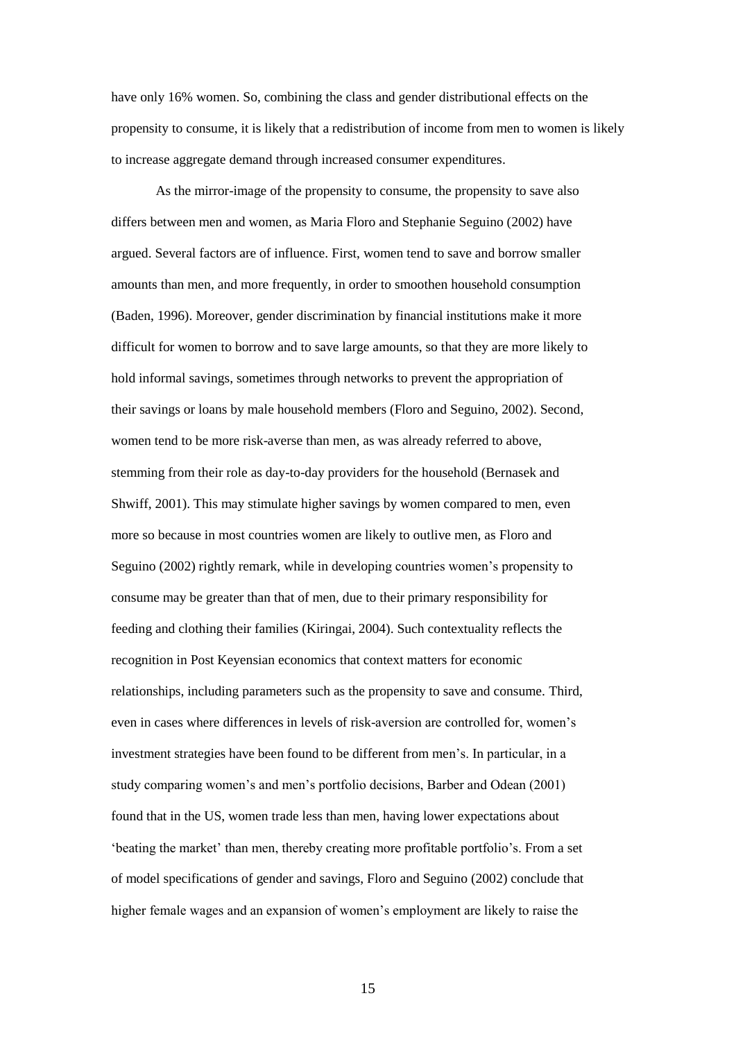have only 16% women. So, combining the class and gender distributional effects on the propensity to consume, it is likely that a redistribution of income from men to women is likely to increase aggregate demand through increased consumer expenditures.

As the mirror-image of the propensity to consume, the propensity to save also differs between men and women, as Maria Floro and Stephanie Seguino (2002) have argued. Several factors are of influence. First, women tend to save and borrow smaller amounts than men, and more frequently, in order to smoothen household consumption (Baden, 1996). Moreover, gender discrimination by financial institutions make it more difficult for women to borrow and to save large amounts, so that they are more likely to hold informal savings, sometimes through networks to prevent the appropriation of their savings or loans by male household members (Floro and Seguino, 2002). Second, women tend to be more risk-averse than men, as was already referred to above, stemming from their role as day-to-day providers for the household (Bernasek and Shwiff, 2001). This may stimulate higher savings by women compared to men, even more so because in most countries women are likely to outlive men, as Floro and Seguino (2002) rightly remark, while in developing countries women's propensity to consume may be greater than that of men, due to their primary responsibility for feeding and clothing their families (Kiringai, 2004). Such contextuality reflects the recognition in Post Keyensian economics that context matters for economic relationships, including parameters such as the propensity to save and consume. Third, even in cases where differences in levels of risk-aversion are controlled for, women's investment strategies have been found to be different from men's. In particular, in a study comparing women's and men's portfolio decisions, Barber and Odean (2001) found that in the US, women trade less than men, having lower expectations about 'beating the market' than men, thereby creating more profitable portfolio's. From a set of model specifications of gender and savings, Floro and Seguino (2002) conclude that higher female wages and an expansion of women's employment are likely to raise the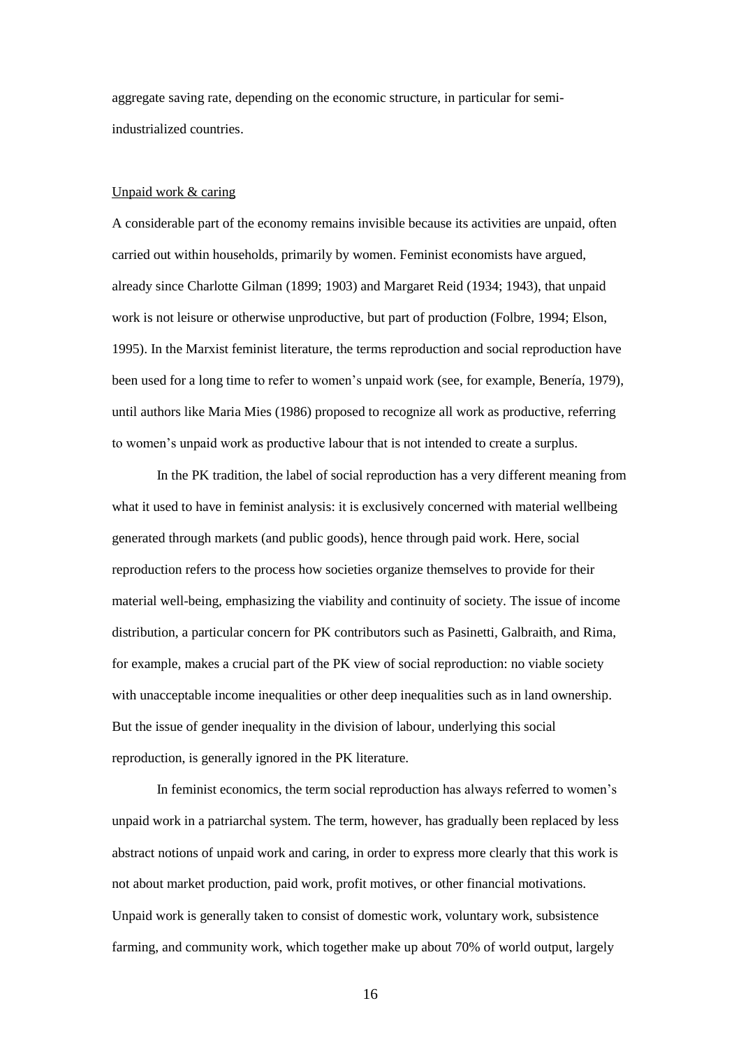aggregate saving rate, depending on the economic structure, in particular for semi-industrialized countries.

Unpaid work & caring

A considerable part of the economy remains invisible because its activities are unpaid, often carried out within households, primarily by women. Feminist economists have argued, already since Charlotte Gilman (1899; 1903) and Margaret Reid (1934; 1943), that unpaid work is not leisure or otherwise unproductive, but part of production (Folbre, 1994; Elson, 1995). In the Marxist feminist literature, the terms reproduction and social reproduction have been used for a long time to refer to women's unpaid work (see, for example, Benería, 1979), until authors like Maria Mies (1986) proposed to recognize all work as productive, referring to women's unpaid work as productive labour that is not intended to create a surplus.

In the PK tradition, the label of social reproduction has a very different meaning from what it used to have in feminist analysis: it is exclusively concerned with material wellbeing generated through markets (and public goods), hence through paid work. Here, social reproduction refers to the process how societies organize themselves to provide for their material well-being, emphasizing the viability and continuity of society. The issue of income distribution, a particular concern for PK contributors such as Pasinetti, Galbraith, and Rima, for example, makes a crucial part of the PK view of social reproduction: no viable society with unacceptable income inequalities or other deep inequalities such as in land ownership. But the issue of gender inequality in the division of labour, underlying this social reproduction, is generally ignored in the PK literature.

In feminist economics, the term social reproduction has always referred to women's unpaid work in a patriarchal system. The term, however, has gradually been replaced by less abstract notions of unpaid work and caring, in order to express more clearly that this work is not about market production, paid work, profit motives, or other financial motivations. Unpaid work is generally taken to consist of domestic work, voluntary work, subsistence farming, and community work, which together make up about 70% of world output, largely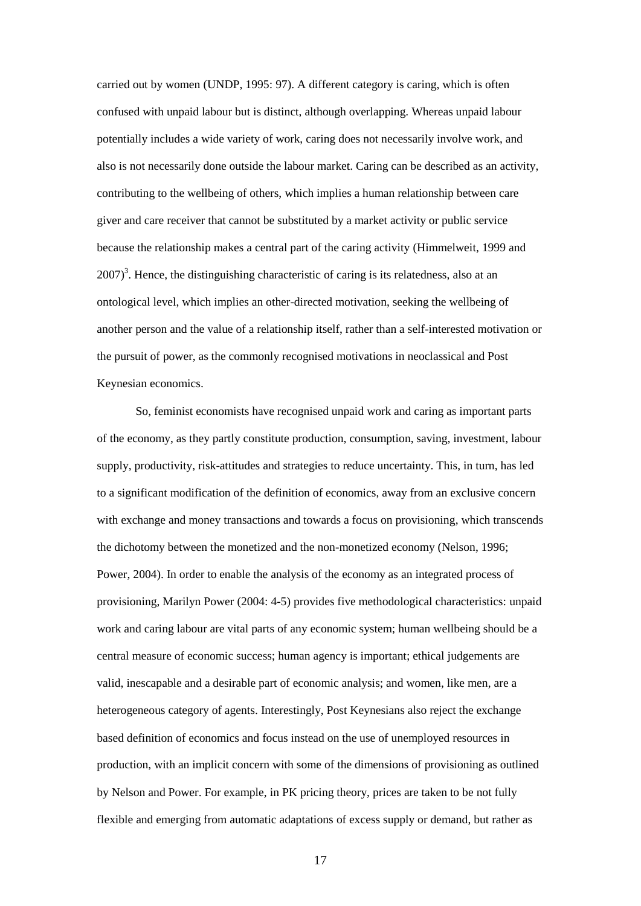carried out by women (UNDP, 1995: 97). A different category is caring, which is often confused with unpaid labour but is distinct, although overlapping. Whereas unpaid labour potentially includes a wide variety of work, caring does not necessarily involve work, and also is not necessarily done outside the labour market. Caring can be described as an activity, contributing to the wellbeing of others, which implies a human relationship between care giver and care receiver that cannot be substituted by a market activity or public service because the relationship makes a central part of the caring activity (Himmelweit, 1999 and 2007)[3]. Hence, the distinguishing characteristic of caring is its relatedness, also at an ontological level, which implies an other-directed motivation, seeking the wellbeing of another person and the value of a relationship itself, rather than a self-interested motivation or the pursuit of power, as the commonly recognised motivations in neoclassical and Post Keynesian economics.

So, feminist economists have recognised unpaid work and caring as important parts of the economy, as they partly constitute production, consumption, saving, investment, labour supply, productivity, risk-attitudes and strategies to reduce uncertainty. This, in turn, has led to a significant modification of the definition of economics, away from an exclusive concern with exchange and money transactions and towards a focus on provisioning, which transcends the dichotomy between the monetized and the non-monetized economy (Nelson, 1996; Power, 2004). In order to enable the analysis of the economy as an integrated process of provisioning, Marilyn Power (2004: 4-5) provides five methodological characteristics: unpaid work and caring labour are vital parts of any economic system; human wellbeing should be a central measure of economic success; human agency is important; ethical judgements are valid, inescapable and a desirable part of economic analysis; and women, like men, are a heterogeneous category of agents. Interestingly, Post Keynesians also reject the exchange based definition of economics and focus instead on the use of unemployed resources in production, with an implicit concern with some of the dimensions of provisioning as outlined by Nelson and Power. For example, in PK pricing theory, prices are taken to be not fully flexible and emerging from automatic adaptations of excess supply or demand, but rather as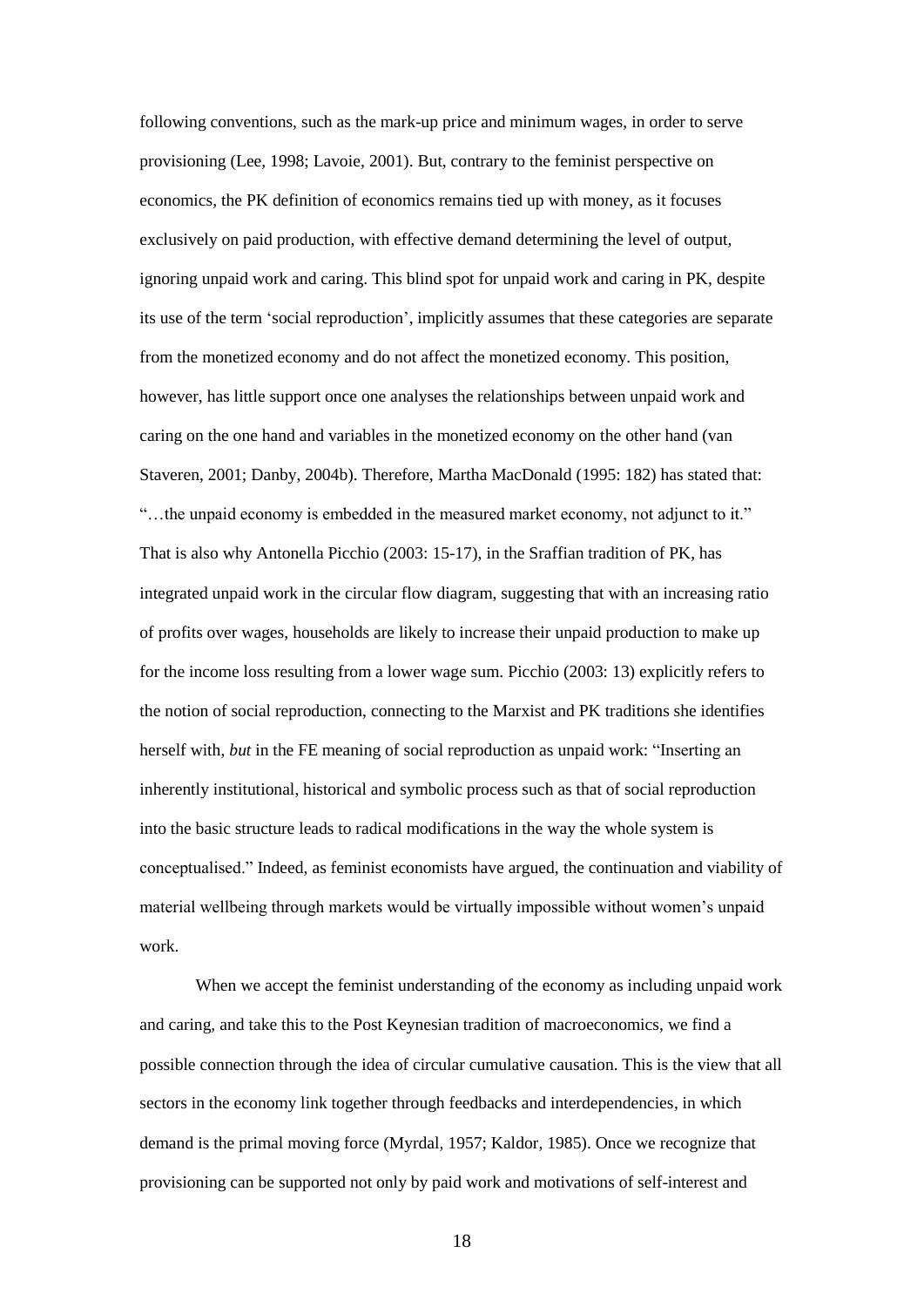following conventions, such as the mark-up price and minimum wages, in order to serve provisioning (Lee, 1998; Lavoie, 2001). But, contrary to the feminist perspective on economics, the PK definition of economics remains tied up with money, as it focuses exclusively on paid production, with effective demand determining the level of output, ignoring unpaid work and caring. This blind spot for unpaid work and caring in PK, despite its use of the term 'social reproduction', implicitly assumes that these categories are separate from the monetized economy and do not affect the monetized economy. This position, however, has little support once one analyses the relationships between unpaid work and caring on the one hand and variables in the monetized economy on the other hand (van Staveren, 2001; Danby, 2004b). Therefore, Martha MacDonald (1995: 182) has stated that: "…the unpaid economy is embedded in the measured market economy, not adjunct to it." That is also why Antonella Picchio (2003: 15-17), in the Sraffian tradition of PK, has integrated unpaid work in the circular flow diagram, suggesting that with an increasing ratio of profits over wages, households are likely to increase their unpaid production to make up for the income loss resulting from a lower wage sum. Picchio (2003: 13) explicitly refers to the notion of social reproduction, connecting to the Marxist and PK traditions she identifies herself with, *but* in the FE meaning of social reproduction as unpaid work: "Inserting an inherently institutional, historical and symbolic process such as that of social reproduction into the basic structure leads to radical modifications in the way the whole system is conceptualised." Indeed, as feminist economists have argued, the continuation and viability of material wellbeing through markets would be virtually impossible without women's unpaid work.

When we accept the feminist understanding of the economy as including unpaid work and caring, and take this to the Post Keynesian tradition of macroeconomics, we find a possible connection through the idea of circular cumulative causation. This is the view that all sectors in the economy link together through feedbacks and interdependencies, in which demand is the primal moving force (Myrdal, 1957; Kaldor, 1985). Once we recognize that provisioning can be supported not only by paid work and motivations of self-interest and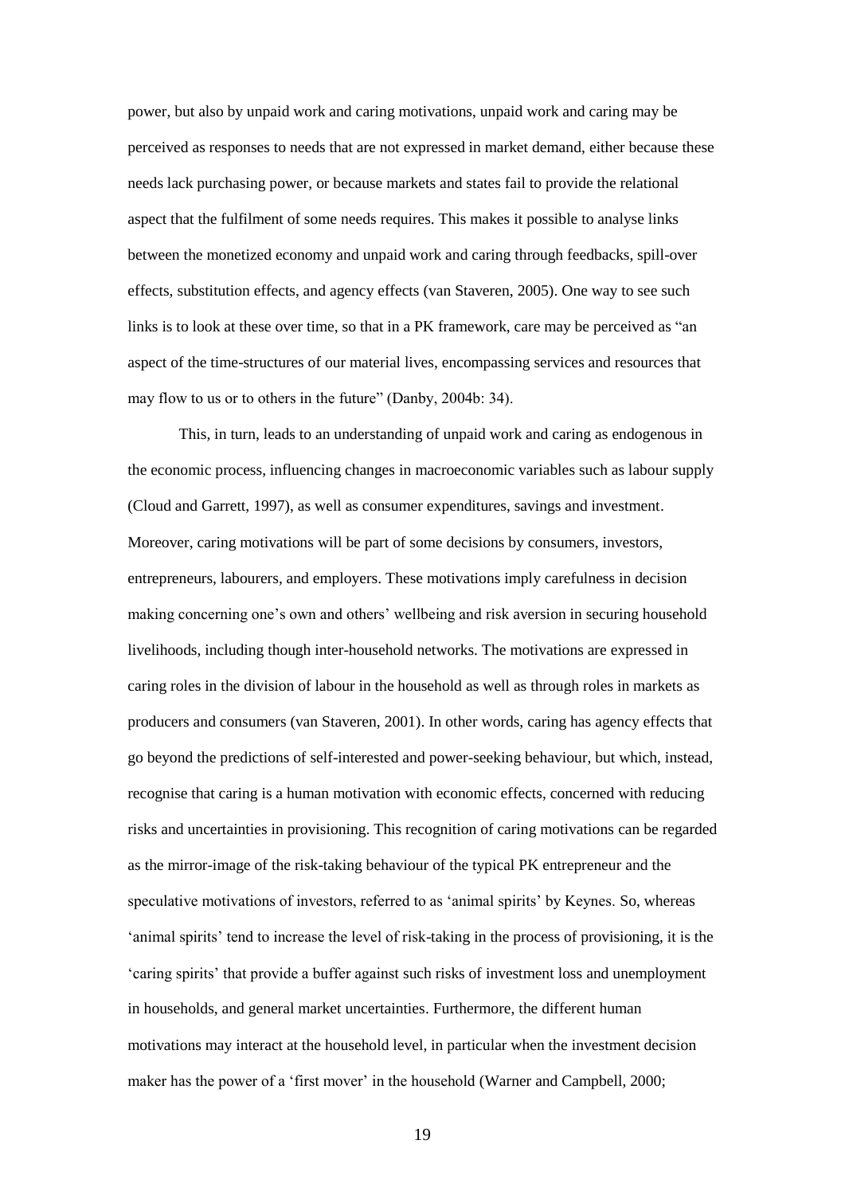power, but also by unpaid work and caring motivations, unpaid work and caring may be perceived as responses to needs that are not expressed in market demand, either because these needs lack purchasing power, or because markets and states fail to provide the relational aspect that the fulfilment of some needs requires. This makes it possible to analyse links between the monetized economy and unpaid work and caring through feedbacks, spill-over effects, substitution effects, and agency effects (van Staveren, 2005). One way to see such links is to look at these over time, so that in a PK framework, care may be perceived as "an aspect of the time-structures of our material lives, encompassing services and resources that may flow to us or to others in the future" (Danby, 2004b: 34).

This, in turn, leads to an understanding of unpaid work and caring as endogenous in the economic process, influencing changes in macroeconomic variables such as labour supply (Cloud and Garrett, 1997), as well as consumer expenditures, savings and investment. Moreover, caring motivations will be part of some decisions by consumers, investors, entrepreneurs, labourers, and employers. These motivations imply carefulness in decision making concerning one's own and others' wellbeing and risk aversion in securing household livelihoods, including though inter-household networks. The motivations are expressed in caring roles in the division of labour in the household as well as through roles in markets as producers and consumers (van Staveren, 2001). In other words, caring has agency effects that go beyond the predictions of self-interested and power-seeking behaviour, but which, instead, recognise that caring is a human motivation with economic effects, concerned with reducing risks and uncertainties in provisioning. This recognition of caring motivations can be regarded as the mirror-image of the risk-taking behaviour of the typical PK entrepreneur and the speculative motivations of investors, referred to as 'animal spirits' by Keynes. So, whereas 'animal spirits' tend to increase the level of risk-taking in the process of provisioning, it is the 'caring spirits' that provide a buffer against such risks of investment loss and unemployment in households, and general market uncertainties. Furthermore, the different human motivations may interact at the household level, in particular when the investment decision maker has the power of a 'first mover' in the household (Warner and Campbell, 2000;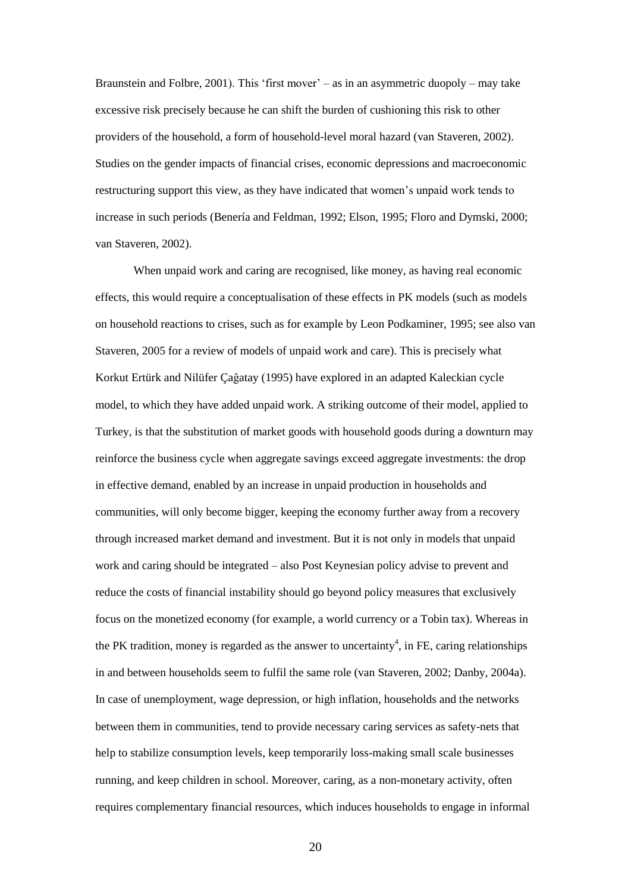Braunstein and Folbre, 2001). This 'first mover' – as in an asymmetric duopoly – may take excessive risk precisely because he can shift the burden of cushioning this risk to other providers of the household, a form of household-level moral hazard (van Staveren, 2002). Studies on the gender impacts of financial crises, economic depressions and macroeconomic restructuring support this view, as they have indicated that women's unpaid work tends to increase in such periods (Benería and Feldman, 1992; Elson, 1995; Floro and Dymski, 2000; van Staveren, 2002).

When unpaid work and caring are recognised, like money, as having real economic effects, this would require a conceptualisation of these effects in PK models (such as models on household reactions to crises, such as for example by Leon Podkaminer, 1995; see also van Staveren, 2005 for a review of models of unpaid work and care). This is precisely what Korkut Ertürk and Nilüfer Çaĝatay (1995) have explored in an adapted Kaleckian cycle model, to which they have added unpaid work. A striking outcome of their model, applied to Turkey, is that the substitution of market goods with household goods during a downturn may reinforce the business cycle when aggregate savings exceed aggregate investments: the drop in effective demand, enabled by an increase in unpaid production in households and communities, will only become bigger, keeping the economy further away from a recovery through increased market demand and investment. But it is not only in models that unpaid work and caring should be integrated – also Post Keynesian policy advise to prevent and reduce the costs of financial instability should go beyond policy measures that exclusively focus on the monetized economy (for example, a world currency or a Tobin tax). Whereas in the PK tradition, money is regarded as the answer to uncertainty[4], in FE, caring relationships in and between households seem to fulfil the same role (van Staveren, 2002; Danby, 2004a). In case of unemployment, wage depression, or high inflation, households and the networks between them in communities, tend to provide necessary caring services as safety-nets that help to stabilize consumption levels, keep temporarily loss-making small scale businesses running, and keep children in school. Moreover, caring, as a non-monetary activity, often requires complementary financial resources, which induces households to engage in informal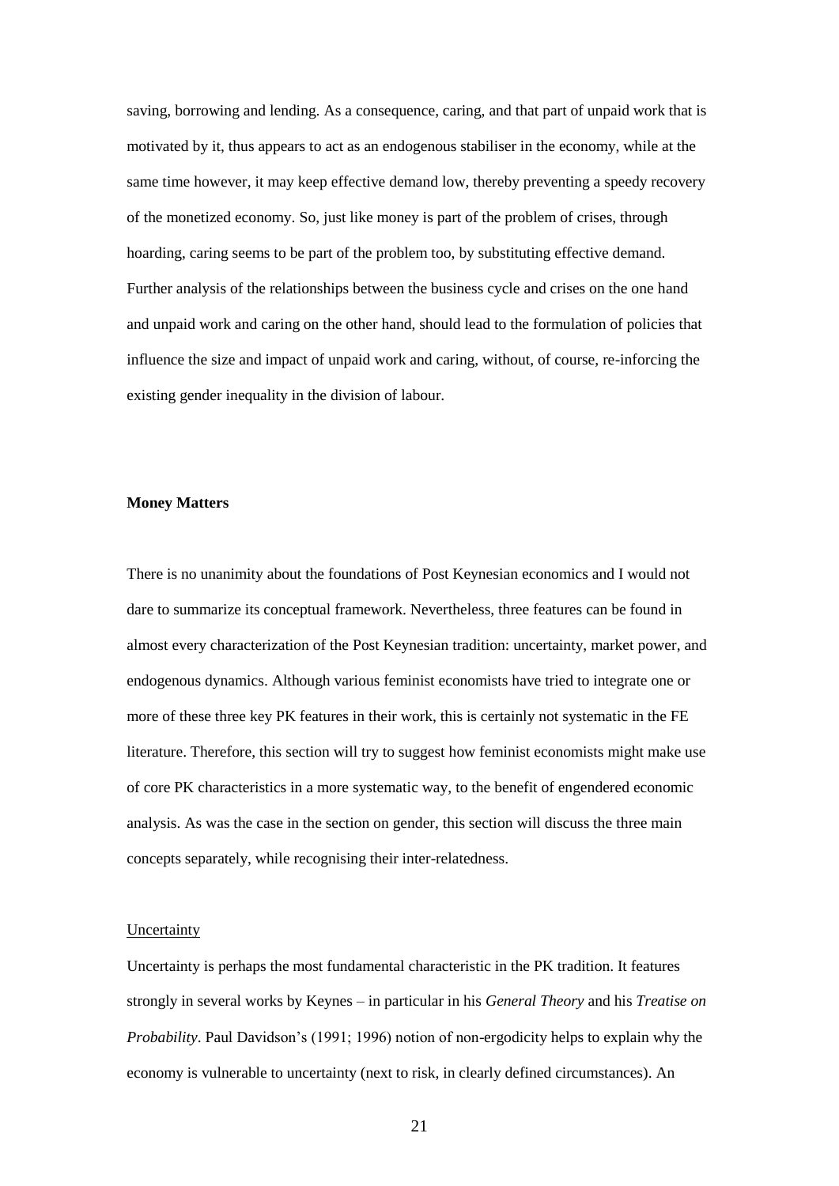saving, borrowing and lending. As a consequence, caring, and that part of unpaid work that is motivated by it, thus appears to act as an endogenous stabiliser in the economy, while at the same time however, it may keep effective demand low, thereby preventing a speedy recovery of the monetized economy. So, just like money is part of the problem of crises, through hoarding, caring seems to be part of the problem too, by substituting effective demand. Further analysis of the relationships between the business cycle and crises on the one hand and unpaid work and caring on the other hand, should lead to the formulation of policies that influence the size and impact of unpaid work and caring, without, of course, re-inforcing the existing gender inequality in the division of labour.

## Money Matters

There is no unanimity about the foundations of Post Keynesian economics and I would not dare to summarize its conceptual framework. Nevertheless, three features can be found in almost every characterization of the Post Keynesian tradition: uncertainty, market power, and endogenous dynamics. Although various feminist economists have tried to integrate one or more of these three key PK features in their work, this is certainly not systematic in the FE literature. Therefore, this section will try to suggest how feminist economists might make use of core PK characteristics in a more systematic way, to the benefit of engendered economic analysis. As was the case in the section on gender, this section will discuss the three main concepts separately, while recognising their inter-relatedness.

### Uncertainty

Uncertainty is perhaps the most fundamental characteristic in the PK tradition. It features strongly in several works by Keynes – in particular in his *General Theory* and his *Treatise on Probability*. Paul Davidson's (1991; 1996) notion of non-ergodicity helps to explain why the economy is vulnerable to uncertainty (next to risk, in clearly defined circumstances). An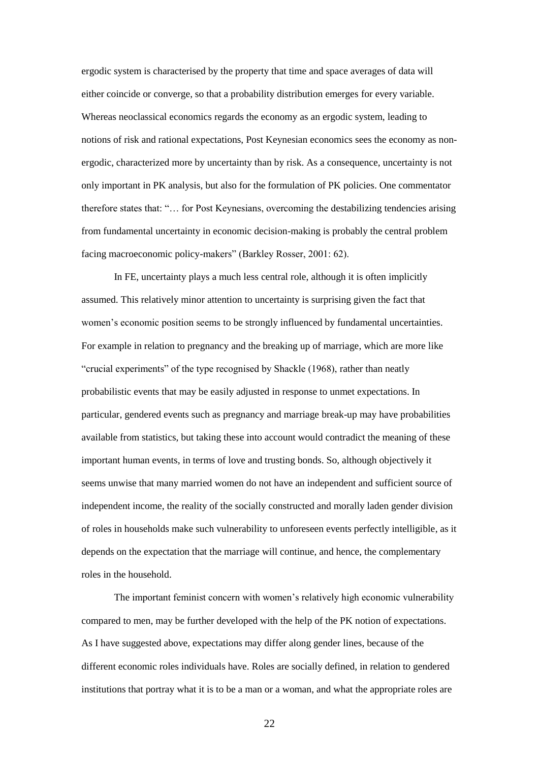ergodic system is characterised by the property that time and space averages of data will either coincide or converge, so that a probability distribution emerges for every variable. Whereas neoclassical economics regards the economy as an ergodic system, leading to notions of risk and rational expectations, Post Keynesian economics sees the economy as non-ergodic, characterized more by uncertainty than by risk. As a consequence, uncertainty is not only important in PK analysis, but also for the formulation of PK policies. One commentator therefore states that: "… for Post Keynesians, overcoming the destabilizing tendencies arising from fundamental uncertainty in economic decision-making is probably the central problem facing macroeconomic policy-makers" (Barkley Rosser, 2001: 62).

In FE, uncertainty plays a much less central role, although it is often implicitly assumed. This relatively minor attention to uncertainty is surprising given the fact that women's economic position seems to be strongly influenced by fundamental uncertainties. For example in relation to pregnancy and the breaking up of marriage, which are more like "crucial experiments" of the type recognised by Shackle (1968), rather than neatly probabilistic events that may be easily adjusted in response to unmet expectations. In particular, gendered events such as pregnancy and marriage break-up may have probabilities available from statistics, but taking these into account would contradict the meaning of these important human events, in terms of love and trusting bonds. So, although objectively it seems unwise that many married women do not have an independent and sufficient source of independent income, the reality of the socially constructed and morally laden gender division of roles in households make such vulnerability to unforeseen events perfectly intelligible, as it depends on the expectation that the marriage will continue, and hence, the complementary roles in the household.

The important feminist concern with women's relatively high economic vulnerability compared to men, may be further developed with the help of the PK notion of expectations. As I have suggested above, expectations may differ along gender lines, because of the different economic roles individuals have. Roles are socially defined, in relation to gendered institutions that portray what it is to be a man or a woman, and what the appropriate roles are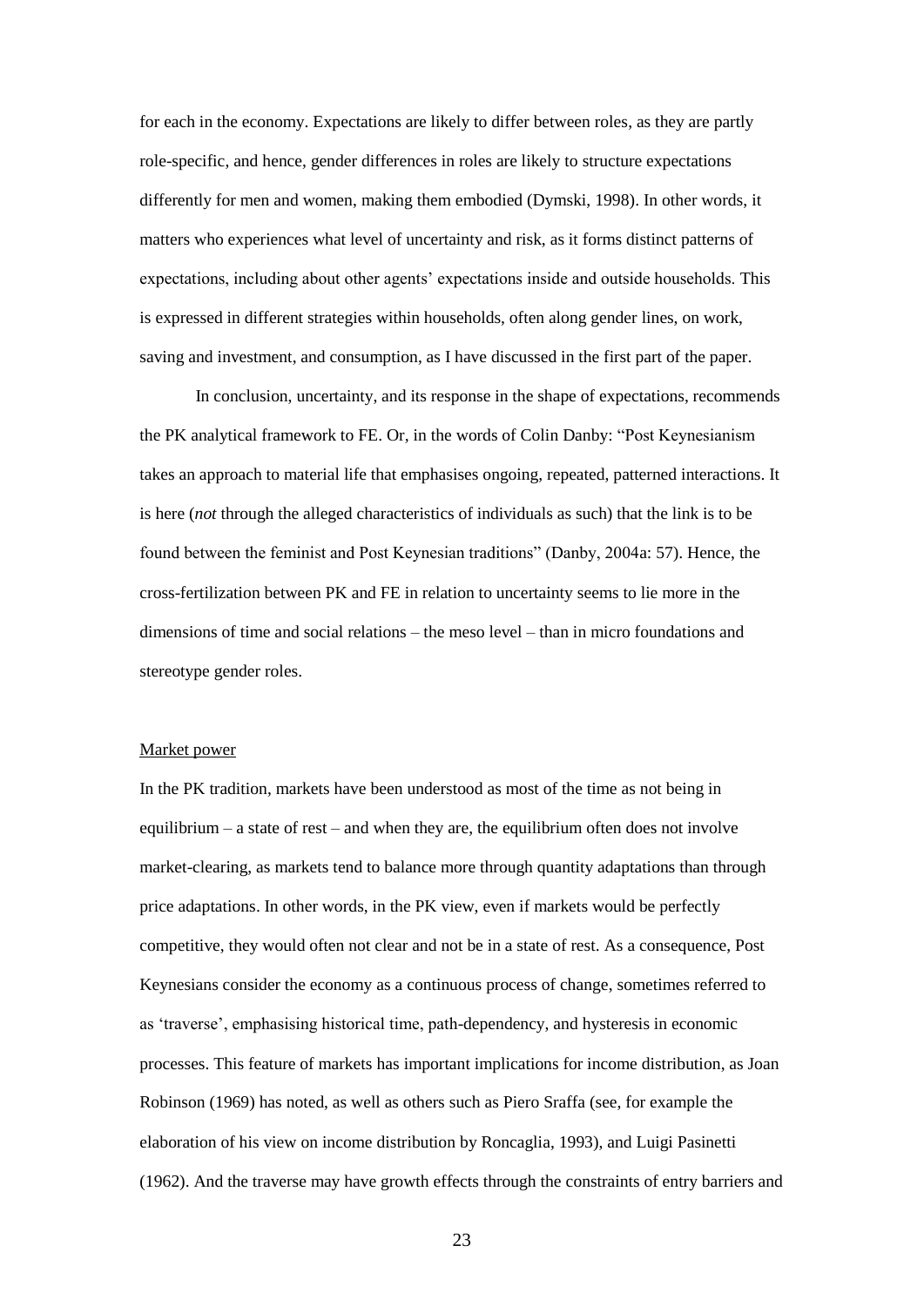for each in the economy. Expectations are likely to differ between roles, as they are partly role-specific, and hence, gender differences in roles are likely to structure expectations differently for men and women, making them embodied (Dymski, 1998). In other words, it matters who experiences what level of uncertainty and risk, as it forms distinct patterns of expectations, including about other agents' expectations inside and outside households. This is expressed in different strategies within households, often along gender lines, on work, saving and investment, and consumption, as I have discussed in the first part of the paper.

In conclusion, uncertainty, and its response in the shape of expectations, recommends the PK analytical framework to FE. Or, in the words of Colin Danby: "Post Keynesianism takes an approach to material life that emphasises ongoing, repeated, patterned interactions. It is here (*not* through the alleged characteristics of individuals as such) that the link is to be found between the feminist and Post Keynesian traditions" (Danby, 2004a: 57). Hence, the cross-fertilization between PK and FE in relation to uncertainty seems to lie more in the dimensions of time and social relations – the meso level – than in micro foundations and stereotype gender roles.

<u>Market power</u>

In the PK tradition, markets have been understood as most of the time as not being in equilibrium – a state of rest – and when they are, the equilibrium often does not involve market-clearing, as markets tend to balance more through quantity adaptations than through price adaptations. In other words, in the PK view, even if markets would be perfectly competitive, they would often not clear and not be in a state of rest. As a consequence, Post Keynesians consider the economy as a continuous process of change, sometimes referred to as 'traverse', emphasising historical time, path-dependency, and hysteresis in economic processes. This feature of markets has important implications for income distribution, as Joan Robinson (1969) has noted, as well as others such as Piero Sraffa (see, for example the elaboration of his view on income distribution by Roncaglia, 1993), and Luigi Pasinetti (1962). And the traverse may have growth effects through the constraints of entry barriers and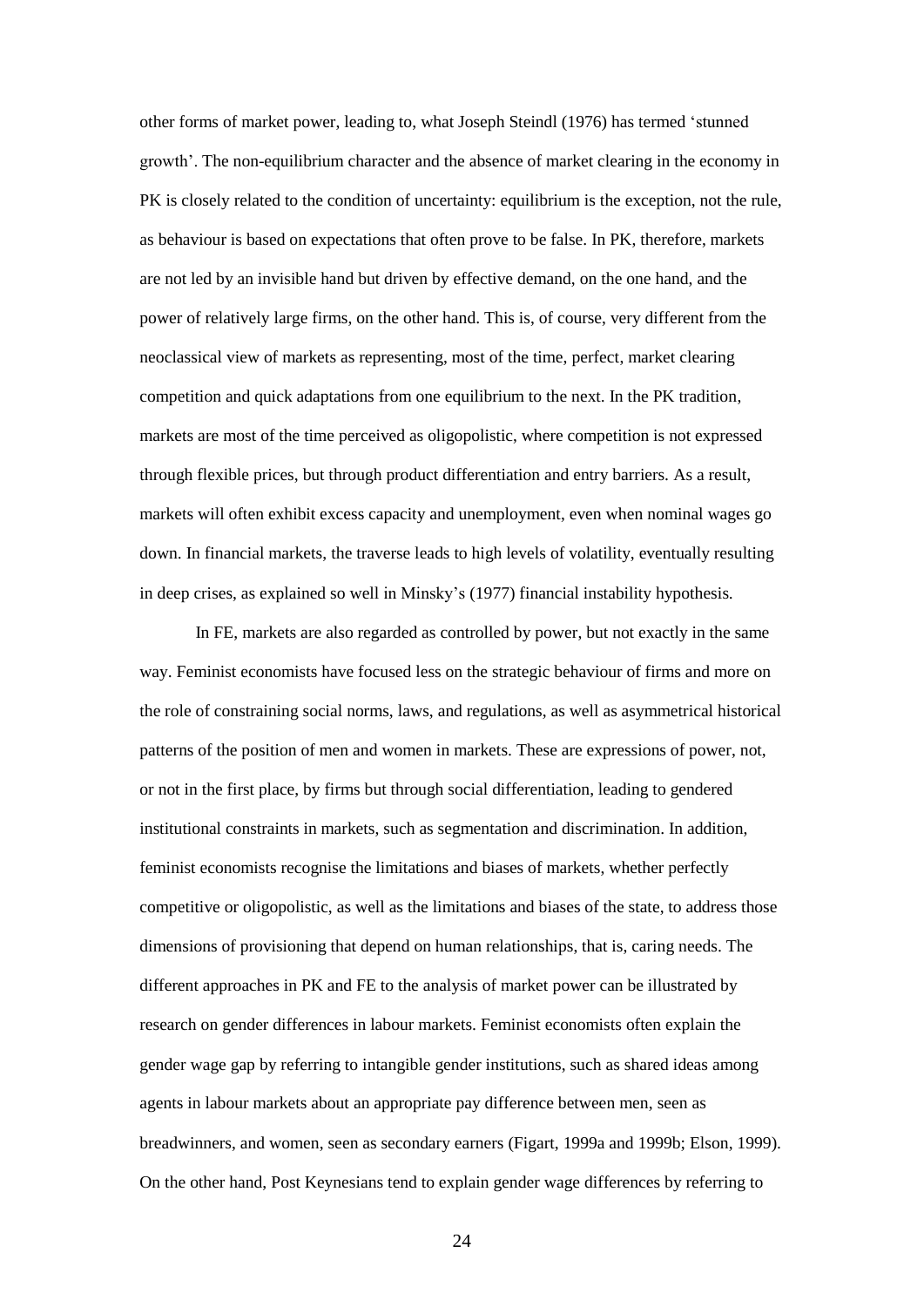other forms of market power, leading to, what Joseph Steindl (1976) has termed 'stunned growth'. The non-equilibrium character and the absence of market clearing in the economy in PK is closely related to the condition of uncertainty: equilibrium is the exception, not the rule, as behaviour is based on expectations that often prove to be false. In PK, therefore, markets are not led by an invisible hand but driven by effective demand, on the one hand, and the power of relatively large firms, on the other hand. This is, of course, very different from the neoclassical view of markets as representing, most of the time, perfect, market clearing competition and quick adaptations from one equilibrium to the next. In the PK tradition, markets are most of the time perceived as oligopolistic, where competition is not expressed through flexible prices, but through product differentiation and entry barriers. As a result, markets will often exhibit excess capacity and unemployment, even when nominal wages go down. In financial markets, the traverse leads to high levels of volatility, eventually resulting in deep crises, as explained so well in Minsky's (1977) financial instability hypothesis.

In FE, markets are also regarded as controlled by power, but not exactly in the same way. Feminist economists have focused less on the strategic behaviour of firms and more on the role of constraining social norms, laws, and regulations, as well as asymmetrical historical patterns of the position of men and women in markets. These are expressions of power, not, or not in the first place, by firms but through social differentiation, leading to gendered institutional constraints in markets, such as segmentation and discrimination. In addition, feminist economists recognise the limitations and biases of markets, whether perfectly competitive or oligopolistic, as well as the limitations and biases of the state, to address those dimensions of provisioning that depend on human relationships, that is, caring needs. The different approaches in PK and FE to the analysis of market power can be illustrated by research on gender differences in labour markets. Feminist economists often explain the gender wage gap by referring to intangible gender institutions, such as shared ideas among agents in labour markets about an appropriate pay difference between men, seen as breadwinners, and women, seen as secondary earners (Figart, 1999a and 1999b; Elson, 1999). On the other hand, Post Keynesians tend to explain gender wage differences by referring to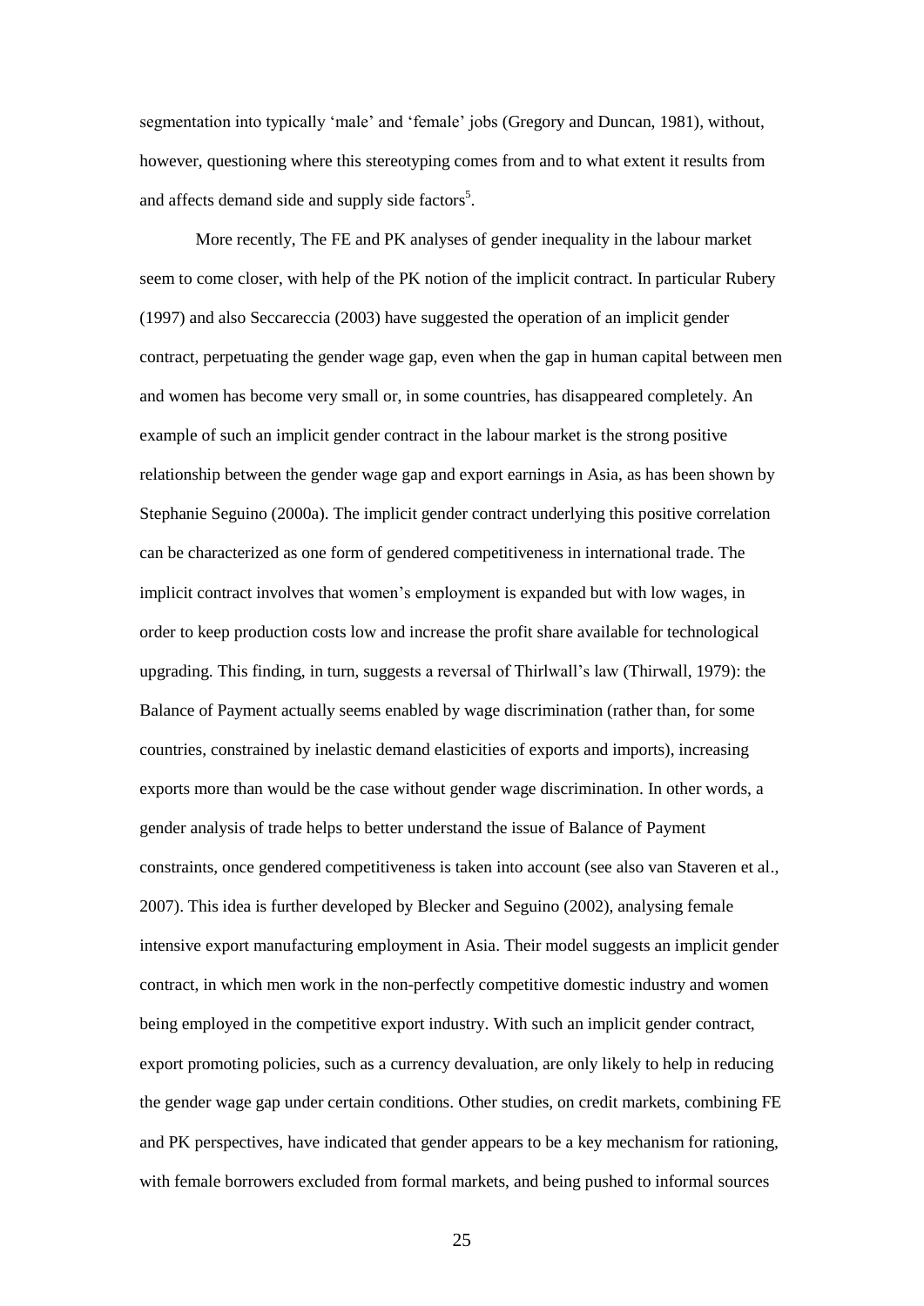segmentation into typically 'male' and 'female' jobs (Gregory and Duncan, 1981), without, however, questioning where this stereotyping comes from and to what extent it results from and affects demand side and supply side factors[5].

More recently, The FE and PK analyses of gender inequality in the labour market seem to come closer, with help of the PK notion of the implicit contract. In particular Rubery (1997) and also Seccareccia (2003) have suggested the operation of an implicit gender contract, perpetuating the gender wage gap, even when the gap in human capital between men and women has become very small or, in some countries, has disappeared completely. An example of such an implicit gender contract in the labour market is the strong positive relationship between the gender wage gap and export earnings in Asia, as has been shown by Stephanie Seguino (2000a). The implicit gender contract underlying this positive correlation can be characterized as one form of gendered competitiveness in international trade. The implicit contract involves that women's employment is expanded but with low wages, in order to keep production costs low and increase the profit share available for technological upgrading. This finding, in turn, suggests a reversal of Thirlwall's law (Thirwall, 1979): the Balance of Payment actually seems enabled by wage discrimination (rather than, for some countries, constrained by inelastic demand elasticities of exports and imports), increasing exports more than would be the case without gender wage discrimination. In other words, a gender analysis of trade helps to better understand the issue of Balance of Payment constraints, once gendered competitiveness is taken into account (see also van Staveren et al., 2007). This idea is further developed by Blecker and Seguino (2002), analysing female intensive export manufacturing employment in Asia. Their model suggests an implicit gender contract, in which men work in the non-perfectly competitive domestic industry and women being employed in the competitive export industry. With such an implicit gender contract, export promoting policies, such as a currency devaluation, are only likely to help in reducing the gender wage gap under certain conditions. Other studies, on credit markets, combining FE and PK perspectives, have indicated that gender appears to be a key mechanism for rationing, with female borrowers excluded from formal markets, and being pushed to informal sources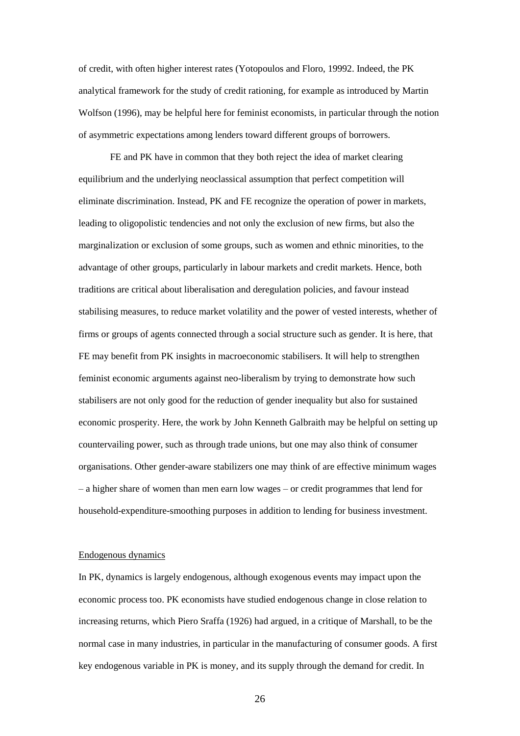of credit, with often higher interest rates (Yotopoulos and Floro, 19992. Indeed, the PK analytical framework for the study of credit rationing, for example as introduced by Martin Wolfson (1996), may be helpful here for feminist economists, in particular through the notion of asymmetric expectations among lenders toward different groups of borrowers.

FE and PK have in common that they both reject the idea of market clearing equilibrium and the underlying neoclassical assumption that perfect competition will eliminate discrimination. Instead, PK and FE recognize the operation of power in markets, leading to oligopolistic tendencies and not only the exclusion of new firms, but also the marginalization or exclusion of some groups, such as women and ethnic minorities, to the advantage of other groups, particularly in labour markets and credit markets. Hence, both traditions are critical about liberalisation and deregulation policies, and favour instead stabilising measures, to reduce market volatility and the power of vested interests, whether of firms or groups of agents connected through a social structure such as gender. It is here, that FE may benefit from PK insights in macroeconomic stabilisers. It will help to strengthen feminist economic arguments against neo-liberalism by trying to demonstrate how such stabilisers are not only good for the reduction of gender inequality but also for sustained economic prosperity. Here, the work by John Kenneth Galbraith may be helpful on setting up countervailing power, such as through trade unions, but one may also think of consumer organisations. Other gender-aware stabilizers one may think of are effective minimum wages – a higher share of women than men earn low wages – or credit programmes that lend for household-expenditure-smoothing purposes in addition to lending for business investment.

Endogenous dynamics

In PK, dynamics is largely endogenous, although exogenous events may impact upon the economic process too. PK economists have studied endogenous change in close relation to increasing returns, which Piero Sraffa (1926) had argued, in a critique of Marshall, to be the normal case in many industries, in particular in the manufacturing of consumer goods. A first key endogenous variable in PK is money, and its supply through the demand for credit. In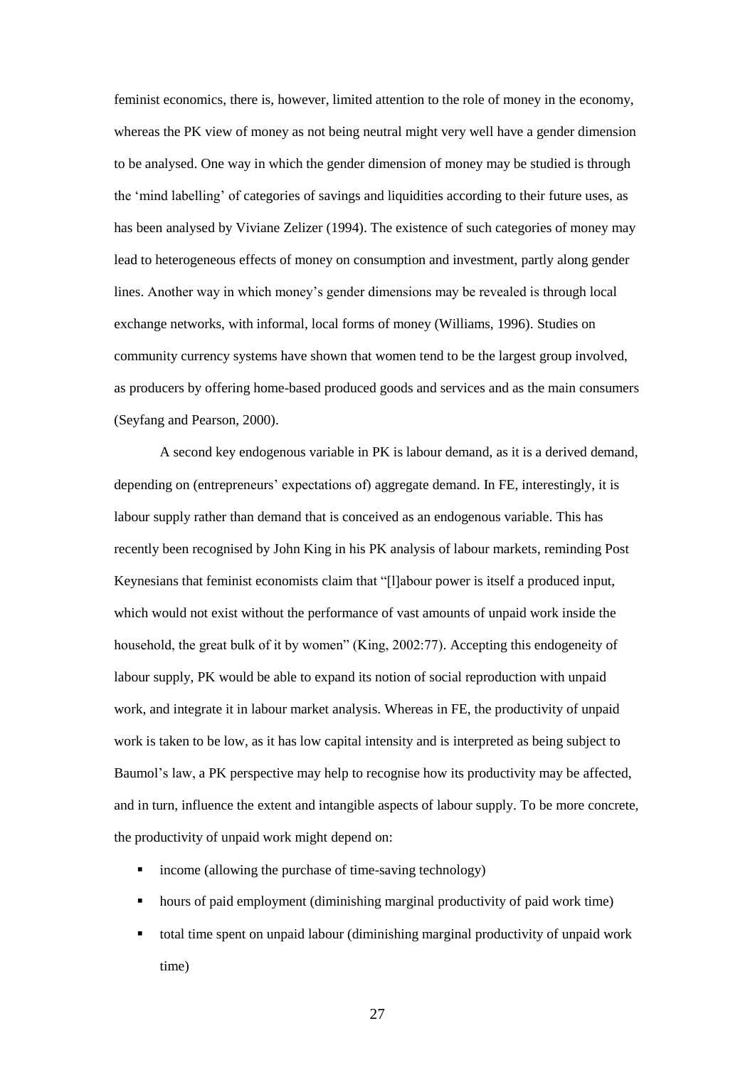feminist economics, there is, however, limited attention to the role of money in the economy, whereas the PK view of money as not being neutral might very well have a gender dimension to be analysed. One way in which the gender dimension of money may be studied is through the 'mind labelling' of categories of savings and liquidities according to their future uses, as has been analysed by Viviane Zelizer (1994). The existence of such categories of money may lead to heterogeneous effects of money on consumption and investment, partly along gender lines. Another way in which money's gender dimensions may be revealed is through local exchange networks, with informal, local forms of money (Williams, 1996). Studies on community currency systems have shown that women tend to be the largest group involved, as producers by offering home-based produced goods and services and as the main consumers (Seyfang and Pearson, 2000).

A second key endogenous variable in PK is labour demand, as it is a derived demand, depending on (entrepreneurs' expectations of) aggregate demand. In FE, interestingly, it is labour supply rather than demand that is conceived as an endogenous variable. This has recently been recognised by John King in his PK analysis of labour markets, reminding Post Keynesians that feminist economists claim that "[l]abour power is itself a produced input, which would not exist without the performance of vast amounts of unpaid work inside the household, the great bulk of it by women" (King, 2002:77). Accepting this endogeneity of labour supply, PK would be able to expand its notion of social reproduction with unpaid work, and integrate it in labour market analysis. Whereas in FE, the productivity of unpaid work is taken to be low, as it has low capital intensity and is interpreted as being subject to Baumol's law, a PK perspective may help to recognise how its productivity may be affected, and in turn, influence the extent and intangible aspects of labour supply. To be more concrete, the productivity of unpaid work might depend on:

- income (allowing the purchase of time-saving technology)
- hours of paid employment (diminishing marginal productivity of paid work time)
- total time spent on unpaid labour (diminishing marginal productivity of unpaid work time)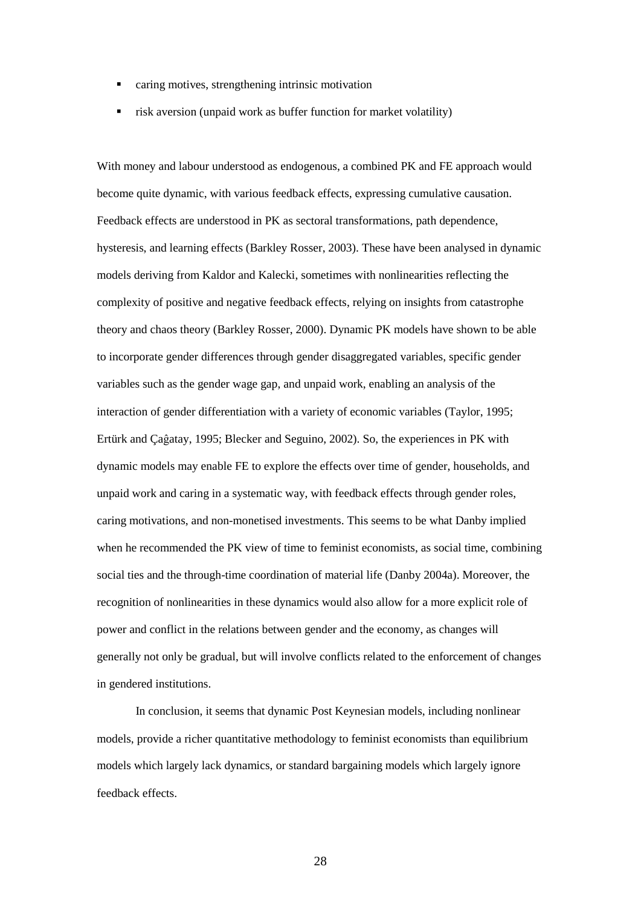- caring motives, strengthening intrinsic motivation
- risk aversion (unpaid work as buffer function for market volatility)

With money and labour understood as endogenous, a combined PK and FE approach would become quite dynamic, with various feedback effects, expressing cumulative causation. Feedback effects are understood in PK as sectoral transformations, path dependence, hysteresis, and learning effects (Barkley Rosser, 2003). These have been analysed in dynamic models deriving from Kaldor and Kalecki, sometimes with nonlinearities reflecting the complexity of positive and negative feedback effects, relying on insights from catastrophe theory and chaos theory (Barkley Rosser, 2000). Dynamic PK models have shown to be able to incorporate gender differences through gender disaggregated variables, specific gender variables such as the gender wage gap, and unpaid work, enabling an analysis of the interaction of gender differentiation with a variety of economic variables (Taylor, 1995; Ertürk and Çaĝatay, 1995; Blecker and Seguino, 2002). So, the experiences in PK with dynamic models may enable FE to explore the effects over time of gender, households, and unpaid work and caring in a systematic way, with feedback effects through gender roles, caring motivations, and non-monetised investments. This seems to be what Danby implied when he recommended the PK view of time to feminist economists, as social time, combining social ties and the through-time coordination of material life (Danby 2004a). Moreover, the recognition of nonlinearities in these dynamics would also allow for a more explicit role of power and conflict in the relations between gender and the economy, as changes will generally not only be gradual, but will involve conflicts related to the enforcement of changes in gendered institutions.

In conclusion, it seems that dynamic Post Keynesian models, including nonlinear models, provide a richer quantitative methodology to feminist economists than equilibrium models which largely lack dynamics, or standard bargaining models which largely ignore feedback effects.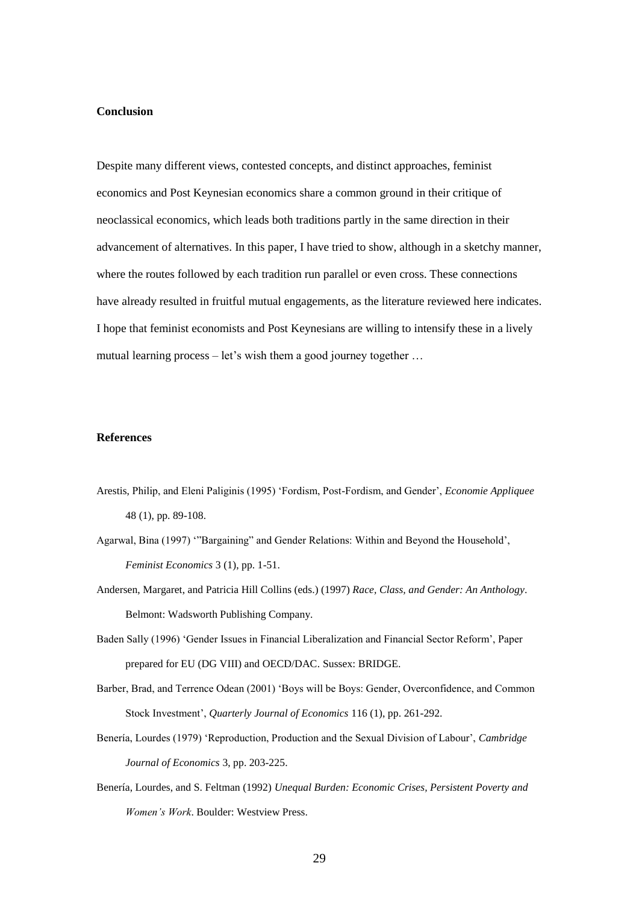## Conclusion

Despite many different views, contested concepts, and distinct approaches, feminist economics and Post Keynesian economics share a common ground in their critique of neoclassical economics, which leads both traditions partly in the same direction in their advancement of alternatives. In this paper, I have tried to show, although in a sketchy manner, where the routes followed by each tradition run parallel or even cross. These connections have already resulted in fruitful mutual engagements, as the literature reviewed here indicates. I hope that feminist economists and Post Keynesians are willing to intensify these in a lively mutual learning process – let's wish them a good journey together …

## References

Arestis, Philip, and Eleni Paliginis (1995) 'Fordism, Post-Fordism, and Gender', *Economie Appliquee* 48 (1), pp. 89-108.

Agarwal, Bina (1997) '"Bargaining" and Gender Relations: Within and Beyond the Household', *Feminist Economics* 3 (1), pp. 1-51.

Andersen, Margaret, and Patricia Hill Collins (eds.) (1997) *Race, Class, and Gender: An Anthology*. Belmont: Wadsworth Publishing Company.

Baden Sally (1996) 'Gender Issues in Financial Liberalization and Financial Sector Reform', Paper prepared for EU (DG VIII) and OECD/DAC. Sussex: BRIDGE.

Barber, Brad, and Terrence Odean (2001) 'Boys will be Boys: Gender, Overconfidence, and Common Stock Investment', *Quarterly Journal of Economics* 116 (1), pp. 261-292.

Benería, Lourdes (1979) 'Reproduction, Production and the Sexual Division of Labour', *Cambridge Journal of Economics* 3, pp. 203-225.

Benería, Lourdes, and S. Feltman (1992) *Unequal Burden: Economic Crises, Persistent Poverty and Women's Work*. Boulder: Westview Press.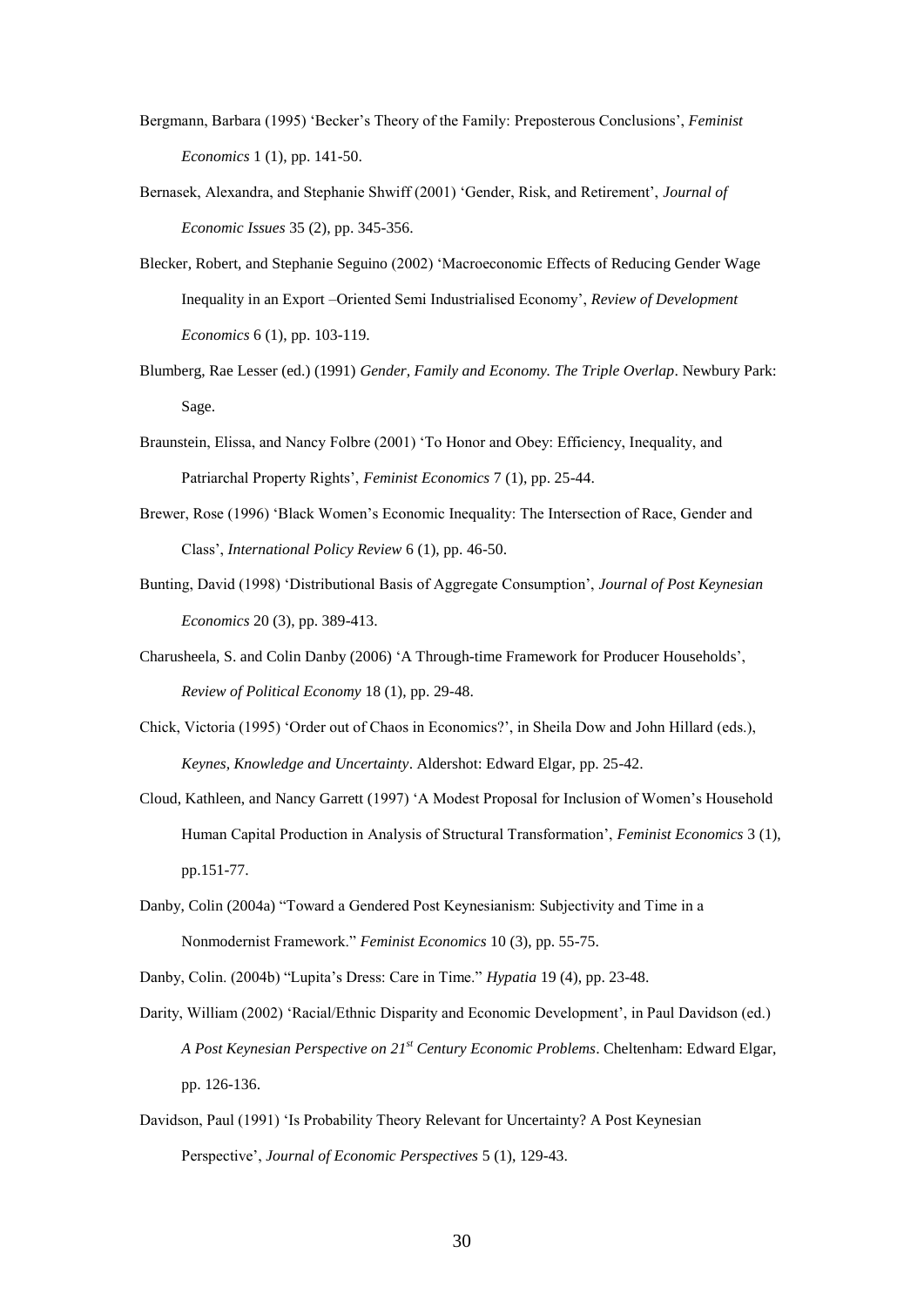Bergmann, Barbara (1995) 'Becker's Theory of the Family: Preposterous Conclusions', *Feminist Economics* 1 (1), pp. 141-50.

Bernasek, Alexandra, and Stephanie Shwiff (2001) 'Gender, Risk, and Retirement', *Journal of Economic Issues* 35 (2), pp. 345-356.

Blecker, Robert, and Stephanie Seguino (2002) 'Macroeconomic Effects of Reducing Gender Wage Inequality in an Export –Oriented Semi Industrialised Economy', *Review of Development Economics* 6 (1), pp. 103-119.

Blumberg, Rae Lesser (ed.) (1991) *Gender, Family and Economy. The Triple Overlap*. Newbury Park: Sage.

Braunstein, Elissa, and Nancy Folbre (2001) 'To Honor and Obey: Efficiency, Inequality, and Patriarchal Property Rights', *Feminist Economics* 7 (1), pp. 25-44.

Brewer, Rose (1996) 'Black Women's Economic Inequality: The Intersection of Race, Gender and Class', *International Policy Review* 6 (1), pp. 46-50.

Bunting, David (1998) 'Distributional Basis of Aggregate Consumption', *Journal of Post Keynesian Economics* 20 (3), pp. 389-413.

Charusheela, S. and Colin Danby (2006) 'A Through-time Framework for Producer Households', *Review of Political Economy* 18 (1), pp. 29-48.

Chick, Victoria (1995) 'Order out of Chaos in Economics?', in Sheila Dow and John Hillard (eds.), *Keynes, Knowledge and Uncertainty*. Aldershot: Edward Elgar, pp. 25-42.

Cloud, Kathleen, and Nancy Garrett (1997) 'A Modest Proposal for Inclusion of Women's Household Human Capital Production in Analysis of Structural Transformation', *Feminist Economics* 3 (1), pp.151-77.

Danby, Colin (2004a) "Toward a Gendered Post Keynesianism: Subjectivity and Time in a Nonmodernist Framework." *Feminist Economics* 10 (3), pp. 55-75.

Danby, Colin. (2004b) "Lupita's Dress: Care in Time." *Hypatia* 19 (4), pp. 23-48.

Darity, William (2002) 'Racial/Ethnic Disparity and Economic Development', in Paul Davidson (ed.) *A Post Keynesian Perspective on 21st Century Economic Problems*. Cheltenham: Edward Elgar, pp. 126-136.

Davidson, Paul (1991) 'Is Probability Theory Relevant for Uncertainty? A Post Keynesian Perspective', *Journal of Economic Perspectives* 5 (1), 129-43.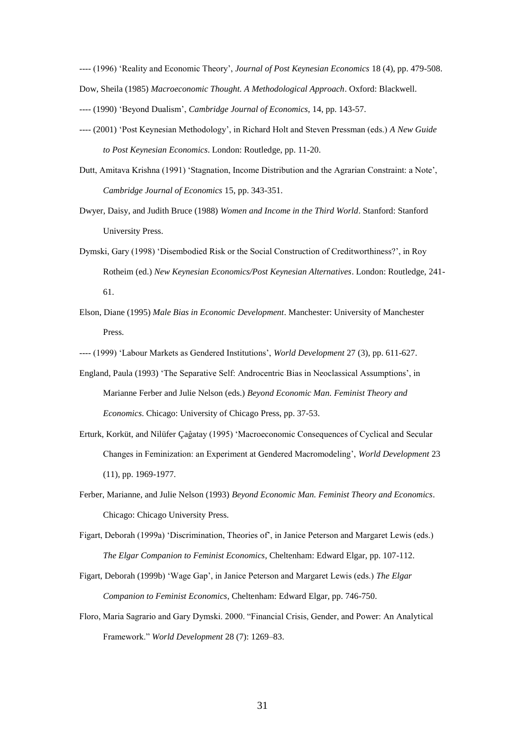---- (1996) 'Reality and Economic Theory', *Journal of Post Keynesian Economics* 18 (4), pp. 479-508.

Dow, Sheila (1985) *Macroeconomic Thought. A Methodological Approach*. Oxford: Blackwell.

---- (1990) 'Beyond Dualism', *Cambridge Journal of Economics*, 14, pp. 143-57.

---- (2001) 'Post Keynesian Methodology', in Richard Holt and Steven Pressman (eds.) *A New Guide to Post Keynesian Economics*. London: Routledge, pp. 11-20.

Dutt, Amitava Krishna (1991) 'Stagnation, Income Distribution and the Agrarian Constraint: a Note', *Cambridge Journal of Economics* 15, pp. 343-351.

Dwyer, Daisy, and Judith Bruce (1988) *Women and Income in the Third World*. Stanford: Stanford University Press.

Dymski, Gary (1998) 'Disembodied Risk or the Social Construction of Creditworthiness?', in Roy Rotheim (ed.) *New Keynesian Economics/Post Keynesian Alternatives*. London: Routledge, 241-61.

Elson, Diane (1995) *Male Bias in Economic Development*. Manchester: University of Manchester Press.

---- (1999) 'Labour Markets as Gendered Institutions', *World Development* 27 (3), pp. 611-627.

England, Paula (1993) 'The Separative Self: Androcentric Bias in Neoclassical Assumptions', in Marianne Ferber and Julie Nelson (eds.) *Beyond Economic Man. Feminist Theory and Economics*. Chicago: University of Chicago Press, pp. 37-53.

Erturk, Korküt, and Nilüfer Çaĝatay (1995) 'Macroeconomic Consequences of Cyclical and Secular Changes in Feminization: an Experiment at Gendered Macromodeling', *World Development* 23 (11), pp. 1969-1977.

Ferber, Marianne, and Julie Nelson (1993) *Beyond Economic Man. Feminist Theory and Economics*. Chicago: Chicago University Press.

Figart, Deborah (1999a) 'Discrimination, Theories of', in Janice Peterson and Margaret Lewis (eds.) *The Elgar Companion to Feminist Economics*, Cheltenham: Edward Elgar, pp. 107-112.

Figart, Deborah (1999b) 'Wage Gap', in Janice Peterson and Margaret Lewis (eds.) *The Elgar Companion to Feminist Economics*, Cheltenham: Edward Elgar, pp. 746-750.

Floro, Maria Sagrario and Gary Dymski. 2000. "Financial Crisis, Gender, and Power: An Analytical Framework." *World Development* 28 (7): 1269–83.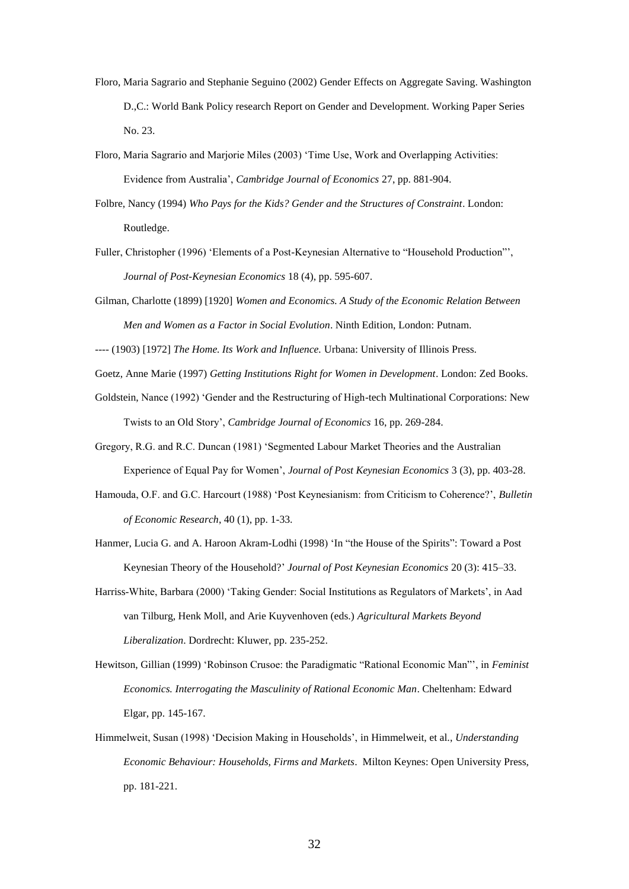Floro, Maria Sagrario and Stephanie Seguino (2002) Gender Effects on Aggregate Saving. Washington D.,C.: World Bank Policy research Report on Gender and Development. Working Paper Series No. 23.

Floro, Maria Sagrario and Marjorie Miles (2003) 'Time Use, Work and Overlapping Activities: Evidence from Australia', *Cambridge Journal of Economics* 27, pp. 881-904.

Folbre, Nancy (1994) *Who Pays for the Kids? Gender and the Structures of Constraint*. London: Routledge.

Fuller, Christopher (1996) 'Elements of a Post-Keynesian Alternative to "Household Production"', *Journal of Post-Keynesian Economics* 18 (4), pp. 595-607.

Gilman, Charlotte (1899) [1920] *Women and Economics. A Study of the Economic Relation Between Men and Women as a Factor in Social Evolution*. Ninth Edition, London: Putnam.

---- (1903) [1972] *The Home. Its Work and Influence.* Urbana: University of Illinois Press.

Goetz, Anne Marie (1997) *Getting Institutions Right for Women in Development*. London: Zed Books.

Goldstein, Nance (1992) 'Gender and the Restructuring of High-tech Multinational Corporations: New Twists to an Old Story', *Cambridge Journal of Economics* 16, pp. 269-284.

Gregory, R.G. and R.C. Duncan (1981) 'Segmented Labour Market Theories and the Australian Experience of Equal Pay for Women', *Journal of Post Keynesian Economics* 3 (3), pp. 403-28.

Hamouda, O.F. and G.C. Harcourt (1988) 'Post Keynesianism: from Criticism to Coherence?', *Bulletin of Economic Research*, 40 (1), pp. 1-33.

Hanmer, Lucia G. and A. Haroon Akram-Lodhi (1998) 'In "the House of the Spirits": Toward a Post Keynesian Theory of the Household?' *Journal of Post Keynesian Economics* 20 (3): 415–33.

Harriss-White, Barbara (2000) 'Taking Gender: Social Institutions as Regulators of Markets', in Aad van Tilburg, Henk Moll, and Arie Kuyvenhoven (eds.) *Agricultural Markets Beyond Liberalization*. Dordrecht: Kluwer, pp. 235-252.

Hewitson, Gillian (1999) 'Robinson Crusoe: the Paradigmatic "Rational Economic Man"', in *Feminist Economics. Interrogating the Masculinity of Rational Economic Man*. Cheltenham: Edward Elgar, pp. 145-167.

Himmelweit, Susan (1998) 'Decision Making in Households', in Himmelweit, et al., *Understanding Economic Behaviour: Households, Firms and Markets*. Milton Keynes: Open University Press, pp. 181-221.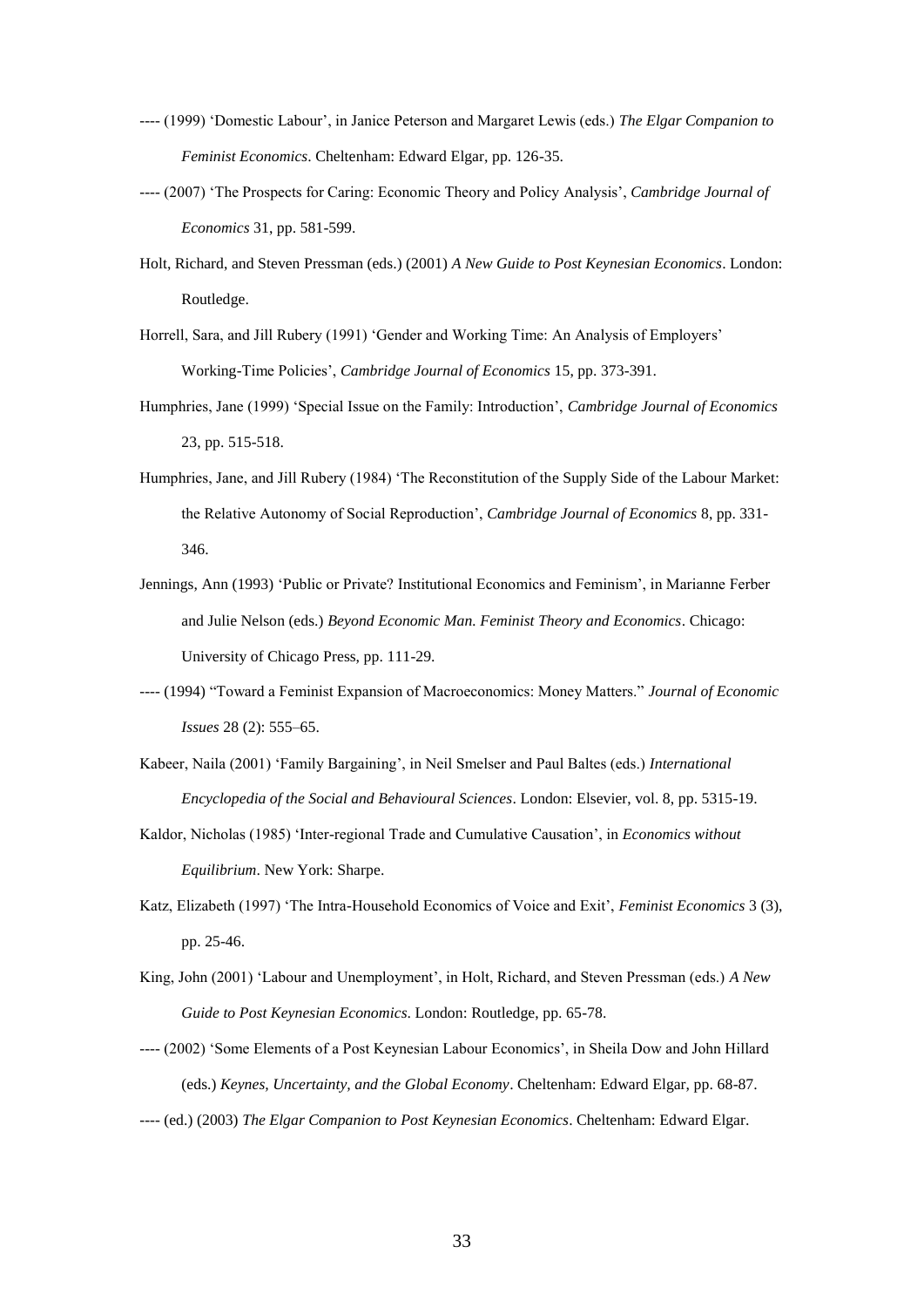---- (1999) 'Domestic Labour', in Janice Peterson and Margaret Lewis (eds.) *The Elgar Companion to Feminist Economics*. Cheltenham: Edward Elgar, pp. 126-35.

---- (2007) 'The Prospects for Caring: Economic Theory and Policy Analysis', *Cambridge Journal of Economics* 31, pp. 581-599.

Holt, Richard, and Steven Pressman (eds.) (2001) *A New Guide to Post Keynesian Economics*. London: Routledge.

Horrell, Sara, and Jill Rubery (1991) 'Gender and Working Time: An Analysis of Employers' Working-Time Policies', *Cambridge Journal of Economics* 15, pp. 373-391.

Humphries, Jane (1999) 'Special Issue on the Family: Introduction', *Cambridge Journal of Economics* 23, pp. 515-518.

Humphries, Jane, and Jill Rubery (1984) 'The Reconstitution of the Supply Side of the Labour Market: the Relative Autonomy of Social Reproduction', *Cambridge Journal of Economics* 8, pp. 331-346.

Jennings, Ann (1993) 'Public or Private? Institutional Economics and Feminism', in Marianne Ferber and Julie Nelson (eds.) *Beyond Economic Man. Feminist Theory and Economics*. Chicago: University of Chicago Press, pp. 111-29.

---- (1994) "Toward a Feminist Expansion of Macroeconomics: Money Matters." *Journal of Economic Issues* 28 (2): 555–65.

Kabeer, Naila (2001) 'Family Bargaining', in Neil Smelser and Paul Baltes (eds.) *International Encyclopedia of the Social and Behavioural Sciences*. London: Elsevier, vol. 8, pp. 5315-19.

Kaldor, Nicholas (1985) 'Inter-regional Trade and Cumulative Causation', in *Economics without Equilibrium*. New York: Sharpe.

Katz, Elizabeth (1997) 'The Intra-Household Economics of Voice and Exit', *Feminist Economics* 3 (3), pp. 25-46.

King, John (2001) 'Labour and Unemployment', in Holt, Richard, and Steven Pressman (eds.) *A New Guide to Post Keynesian Economics*. London: Routledge, pp. 65-78.

---- (2002) 'Some Elements of a Post Keynesian Labour Economics', in Sheila Dow and John Hillard (eds.) *Keynes, Uncertainty, and the Global Economy*. Cheltenham: Edward Elgar, pp. 68-87.

---- (ed.) (2003) *The Elgar Companion to Post Keynesian Economics*. Cheltenham: Edward Elgar.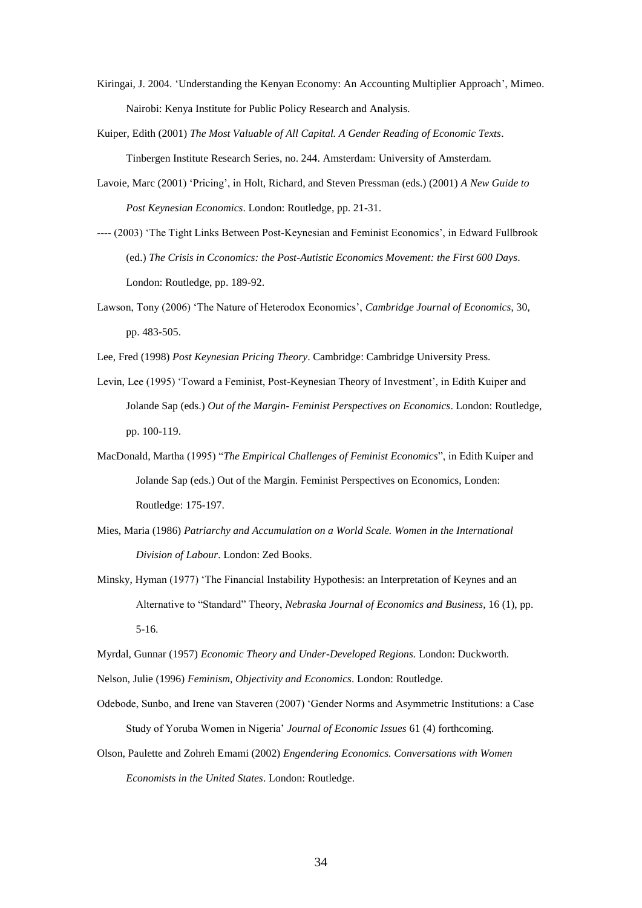Kiringai, J. 2004. 'Understanding the Kenyan Economy: An Accounting Multiplier Approach', Mimeo. Nairobi: Kenya Institute for Public Policy Research and Analysis.

Kuiper, Edith (2001) *The Most Valuable of All Capital. A Gender Reading of Economic Texts*. Tinbergen Institute Research Series, no. 244. Amsterdam: University of Amsterdam.

Lavoie, Marc (2001) 'Pricing', in Holt, Richard, and Steven Pressman (eds.) (2001) *A New Guide to Post Keynesian Economics*. London: Routledge, pp. 21-31.

---- (2003) 'The Tight Links Between Post-Keynesian and Feminist Economics', in Edward Fullbrook (ed.) *The Crisis in Cconomics: the Post-Autistic Economics Movement: the First 600 Days*. London: Routledge, pp. 189-92.

Lawson, Tony (2006) 'The Nature of Heterodox Economics', *Cambridge Journal of Economics*, 30, pp. 483-505.

Lee, Fred (1998) *Post Keynesian Pricing Theory*. Cambridge: Cambridge University Press.

Levin, Lee (1995) 'Toward a Feminist, Post-Keynesian Theory of Investment', in Edith Kuiper and Jolande Sap (eds.) *Out of the Margin- Feminist Perspectives on Economics*. London: Routledge, pp. 100-119.

MacDonald, Martha (1995) "*The Empirical Challenges of Feminist Economics*", in Edith Kuiper and Jolande Sap (eds.) Out of the Margin. Feminist Perspectives on Economics, Londen: Routledge: 175-197.

Mies, Maria (1986) *Patriarchy and Accumulation on a World Scale. Women in the International Division of Labour*. London: Zed Books.

Minsky, Hyman (1977) 'The Financial Instability Hypothesis: an Interpretation of Keynes and an Alternative to "Standard" Theory, *Nebraska Journal of Economics and Business*, 16 (1), pp. 5-16.

Myrdal, Gunnar (1957) *Economic Theory and Under-Developed Regions.* London: Duckworth.

Nelson, Julie (1996) *Feminism, Objectivity and Economics*. London: Routledge.

Odebode, Sunbo, and Irene van Staveren (2007) 'Gender Norms and Asymmetric Institutions: a Case Study of Yoruba Women in Nigeria' *Journal of Economic Issues* 61 (4) forthcoming.

Olson, Paulette and Zohreh Emami (2002) *Engendering Economics. Conversations with Women Economists in the United States*. London: Routledge.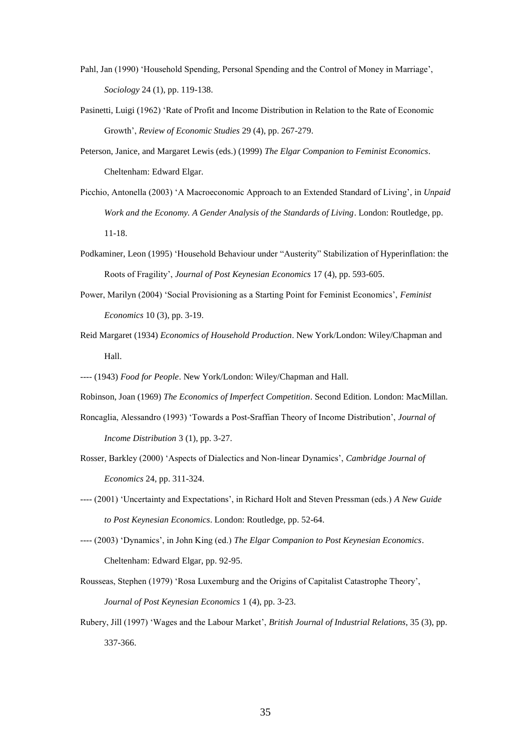Pahl, Jan (1990) 'Household Spending, Personal Spending and the Control of Money in Marriage', *Sociology* 24 (1), pp. 119-138.

Pasinetti, Luigi (1962) 'Rate of Profit and Income Distribution in Relation to the Rate of Economic Growth', *Review of Economic Studies* 29 (4), pp. 267-279.

Peterson, Janice, and Margaret Lewis (eds.) (1999) *The Elgar Companion to Feminist Economics*. Cheltenham: Edward Elgar.

Picchio, Antonella (2003) 'A Macroeconomic Approach to an Extended Standard of Living', in *Unpaid Work and the Economy. A Gender Analysis of the Standards of Living*. London: Routledge, pp. 11-18.

Podkaminer, Leon (1995) 'Household Behaviour under "Austerity" Stabilization of Hyperinflation: the Roots of Fragility', *Journal of Post Keynesian Economics* 17 (4), pp. 593-605.

Power, Marilyn (2004) 'Social Provisioning as a Starting Point for Feminist Economics', *Feminist Economics* 10 (3), pp. 3-19.

Reid Margaret (1934) *Economics of Household Production*. New York/London: Wiley/Chapman and Hall.

---- (1943) *Food for People*. New York/London: Wiley/Chapman and Hall.

Robinson, Joan (1969) *The Economics of Imperfect Competition*. Second Edition. London: MacMillan.

Roncaglia, Alessandro (1993) 'Towards a Post-Sraffian Theory of Income Distribution', *Journal of Income Distribution* 3 (1), pp. 3-27.

Rosser, Barkley (2000) 'Aspects of Dialectics and Non-linear Dynamics', *Cambridge Journal of Economics* 24, pp. 311-324.

---- (2001) 'Uncertainty and Expectations', in Richard Holt and Steven Pressman (eds.) *A New Guide to Post Keynesian Economics*. London: Routledge, pp. 52-64.

---- (2003) 'Dynamics', in John King (ed.) *The Elgar Companion to Post Keynesian Economics*. Cheltenham: Edward Elgar, pp. 92-95.

Rousseas, Stephen (1979) 'Rosa Luxemburg and the Origins of Capitalist Catastrophe Theory', *Journal of Post Keynesian Economics* 1 (4), pp. 3-23.

Rubery, Jill (1997) 'Wages and the Labour Market', *British Journal of Industrial Relations,* 35 (3), pp. 337-366.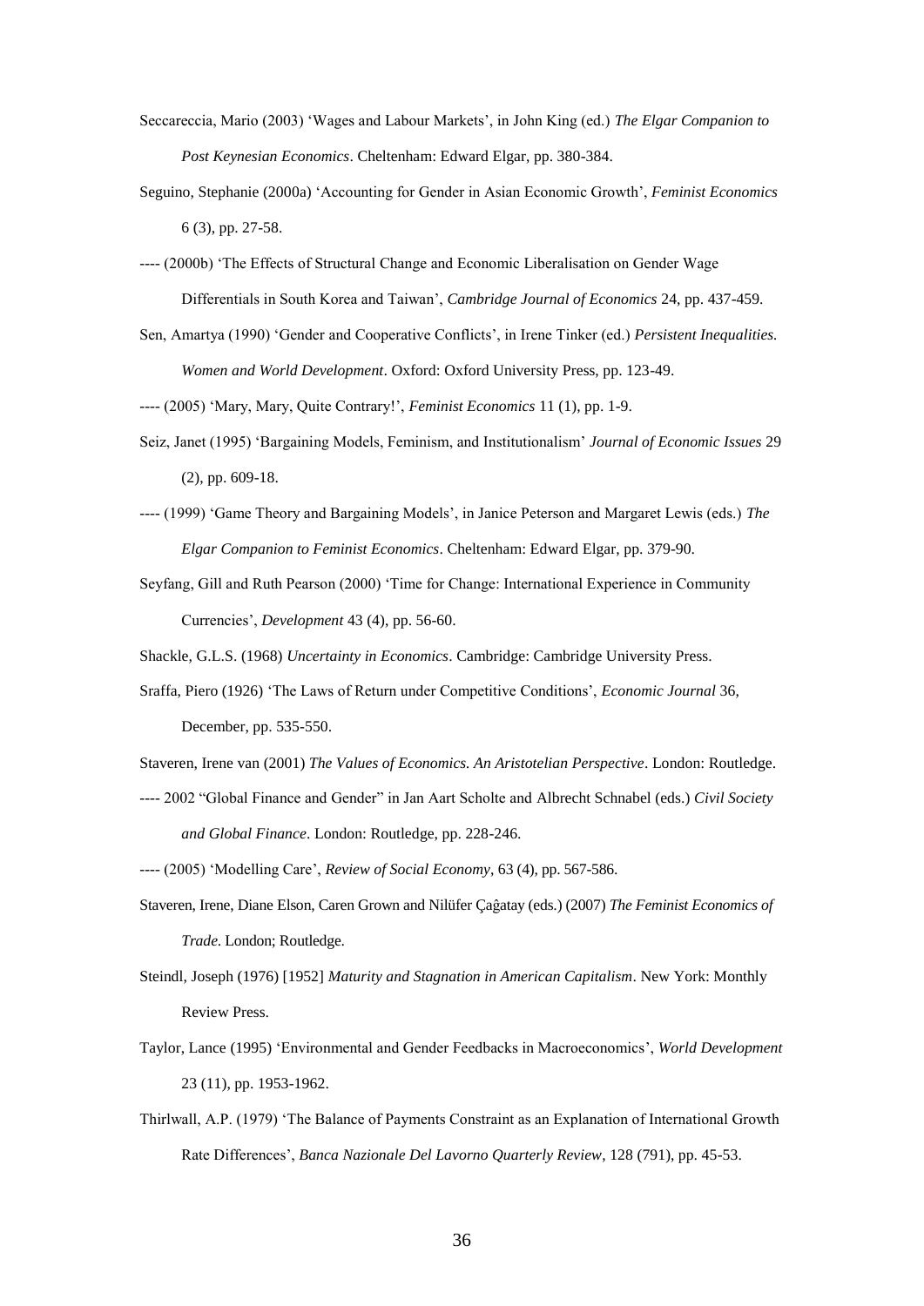Seccareccia, Mario (2003) 'Wages and Labour Markets', in John King (ed.) *The Elgar Companion to Post Keynesian Economics*. Cheltenham: Edward Elgar, pp. 380-384.

Seguino, Stephanie (2000a) 'Accounting for Gender in Asian Economic Growth', *Feminist Economics* 6 (3), pp. 27-58.

---- (2000b) 'The Effects of Structural Change and Economic Liberalisation on Gender Wage Differentials in South Korea and Taiwan', *Cambridge Journal of Economics* 24, pp. 437-459.

Sen, Amartya (1990) 'Gender and Cooperative Conflicts', in Irene Tinker (ed.) *Persistent Inequalities. Women and World Development*. Oxford: Oxford University Press, pp. 123-49.

---- (2005) 'Mary, Mary, Quite Contrary!', *Feminist Economics* 11 (1), pp. 1-9.

Seiz, Janet (1995) 'Bargaining Models, Feminism, and Institutionalism' *Journal of Economic Issues* 29 (2), pp. 609-18.

---- (1999) 'Game Theory and Bargaining Models', in Janice Peterson and Margaret Lewis (eds.) *The Elgar Companion to Feminist Economics*. Cheltenham: Edward Elgar, pp. 379-90.

Seyfang, Gill and Ruth Pearson (2000) 'Time for Change: International Experience in Community Currencies', *Development* 43 (4), pp. 56-60.

Shackle, G.L.S. (1968) *Uncertainty in Economics*. Cambridge: Cambridge University Press.

Sraffa, Piero (1926) 'The Laws of Return under Competitive Conditions', *Economic Journal* 36, December, pp. 535-550.

Staveren, Irene van (2001) *The Values of Economics. An Aristotelian Perspective*. London: Routledge.

---- 2002 "Global Finance and Gender" in Jan Aart Scholte and Albrecht Schnabel (eds.) *Civil Society and Global Finance*. London: Routledge, pp. 228-246.

---- (2005) 'Modelling Care', *Review of Social Economy*, 63 (4), pp. 567-586.

Staveren, Irene, Diane Elson, Caren Grown and Nilüfer Çaĝatay (eds.) (2007) *The Feminist Economics of Trade*. London; Routledge.

Steindl, Joseph (1976) [1952] *Maturity and Stagnation in American Capitalism*. New York: Monthly Review Press.

Taylor, Lance (1995) 'Environmental and Gender Feedbacks in Macroeconomics', *World Development* 23 (11), pp. 1953-1962.

Thirlwall, A.P. (1979) 'The Balance of Payments Constraint as an Explanation of International Growth Rate Differences', *Banca Nazionale Del Lavorno Quarterly Review*, 128 (791), pp. 45-53.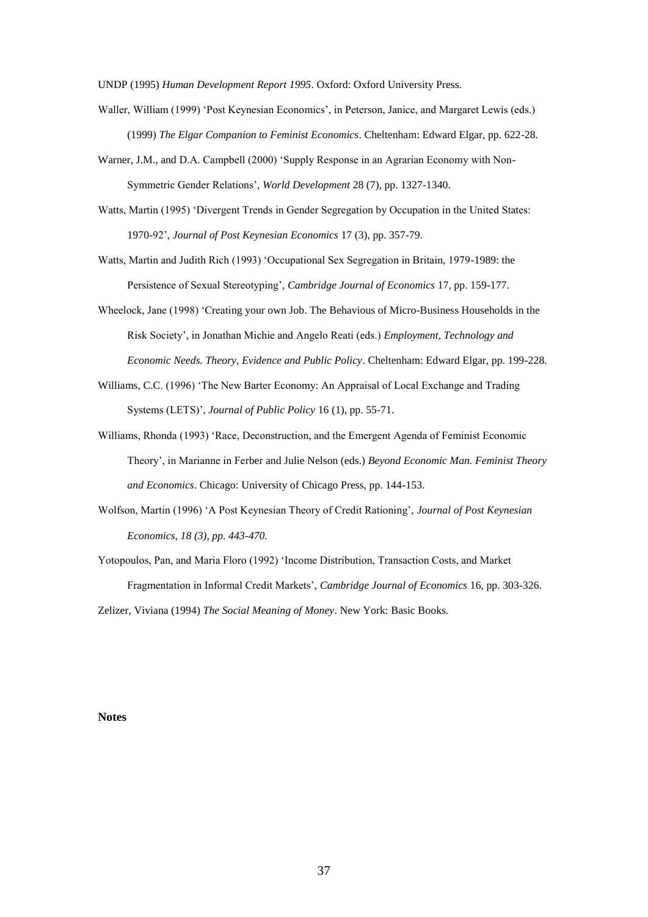UNDP (1995) *Human Development Report 1995*. Oxford: Oxford University Press.

Waller, William (1999) 'Post Keynesian Economics', in Peterson, Janice, and Margaret Lewis (eds.) (1999) *The Elgar Companion to Feminist Economics*. Cheltenham: Edward Elgar, pp. 622-28.

Warner, J.M., and D.A. Campbell (2000) 'Supply Response in an Agrarian Economy with Non-Symmetric Gender Relations', *World Development* 28 (7), pp. 1327-1340.

Watts, Martin (1995) 'Divergent Trends in Gender Segregation by Occupation in the United States: 1970-92', *Journal of Post Keynesian Economics* 17 (3), pp. 357-79.

Watts, Martin and Judith Rich (1993) 'Occupational Sex Segregation in Britain, 1979-1989: the Persistence of Sexual Stereotyping', *Cambridge Journal of Economics* 17, pp. 159-177.

Wheelock, Jane (1998) 'Creating your own Job. The Behavious of Micro-Business Households in the Risk Society', in Jonathan Michie and Angelo Reati (eds.) *Employment, Technology and Economic Needs. Theory, Evidence and Public Policy*. Cheltenham: Edward Elgar, pp. 199-228.

Williams, C.C. (1996) 'The New Barter Economy: An Appraisal of Local Exchange and Trading Systems (LETS)', *Journal of Public Policy* 16 (1), pp. 55-71.

Williams, Rhonda (1993) 'Race, Deconstruction, and the Emergent Agenda of Feminist Economic Theory', in Marianne in Ferber and Julie Nelson (eds.) *Beyond Economic Man. Feminist Theory and Economics*. Chicago: University of Chicago Press, pp. 144-153.

Wolfson, Martin (1996) 'A Post Keynesian Theory of Credit Rationing', *Journal of Post Keynesian Economics, 18 (3), pp. 443-470.*

Yotopoulos, Pan, and Maria Floro (1992) 'Income Distribution, Transaction Costs, and Market Fragmentation in Informal Credit Markets', *Cambridge Journal of Economics* 16, pp. 303-326.

Zelizer, Viviana (1994) *The Social Meaning of Money*. New York: Basic Books.

**Notes**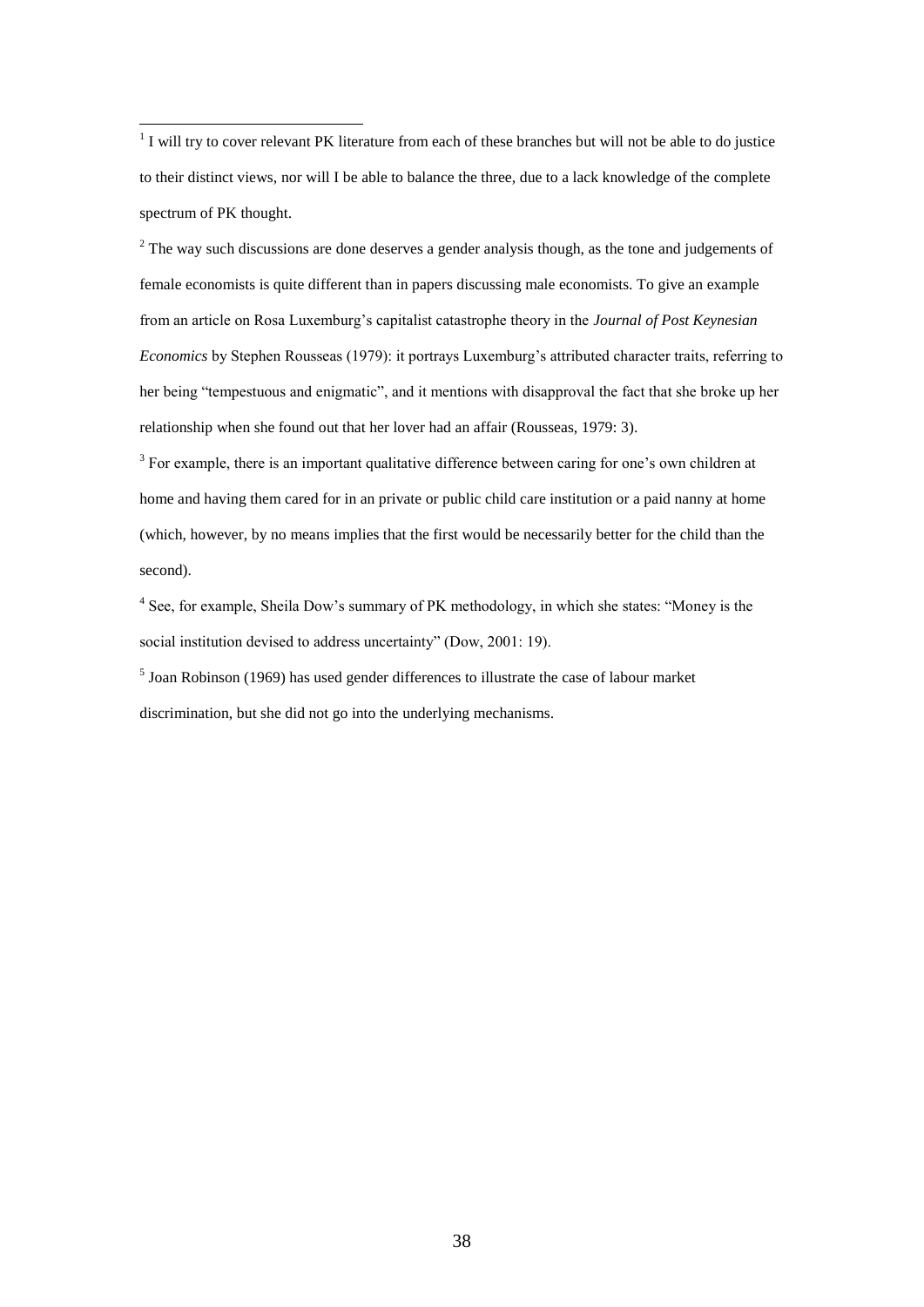[1] I will try to cover relevant PK literature from each of these branches but will not be able to do justice to their distinct views, nor will I be able to balance the three, due to a lack knowledge of the complete spectrum of PK thought.

[2] The way such discussions are done deserves a gender analysis though, as the tone and judgements of female economists is quite different than in papers discussing male economists. To give an example from an article on Rosa Luxemburg's capitalist catastrophe theory in the *Journal of Post Keynesian Economics* by Stephen Rousseas (1979): it portrays Luxemburg's attributed character traits, referring to her being "tempestuous and enigmatic", and it mentions with disapproval the fact that she broke up her relationship when she found out that her lover had an affair (Rousseas, 1979: 3).

[3] For example, there is an important qualitative difference between caring for one's own children at home and having them cared for in an private or public child care institution or a paid nanny at home (which, however, by no means implies that the first would be necessarily better for the child than the second).

[4] See, for example, Sheila Dow's summary of PK methodology, in which she states: "Money is the social institution devised to address uncertainty" (Dow, 2001: 19).

[5] Joan Robinson (1969) has used gender differences to illustrate the case of labour market discrimination, but she did not go into the underlying mechanisms.